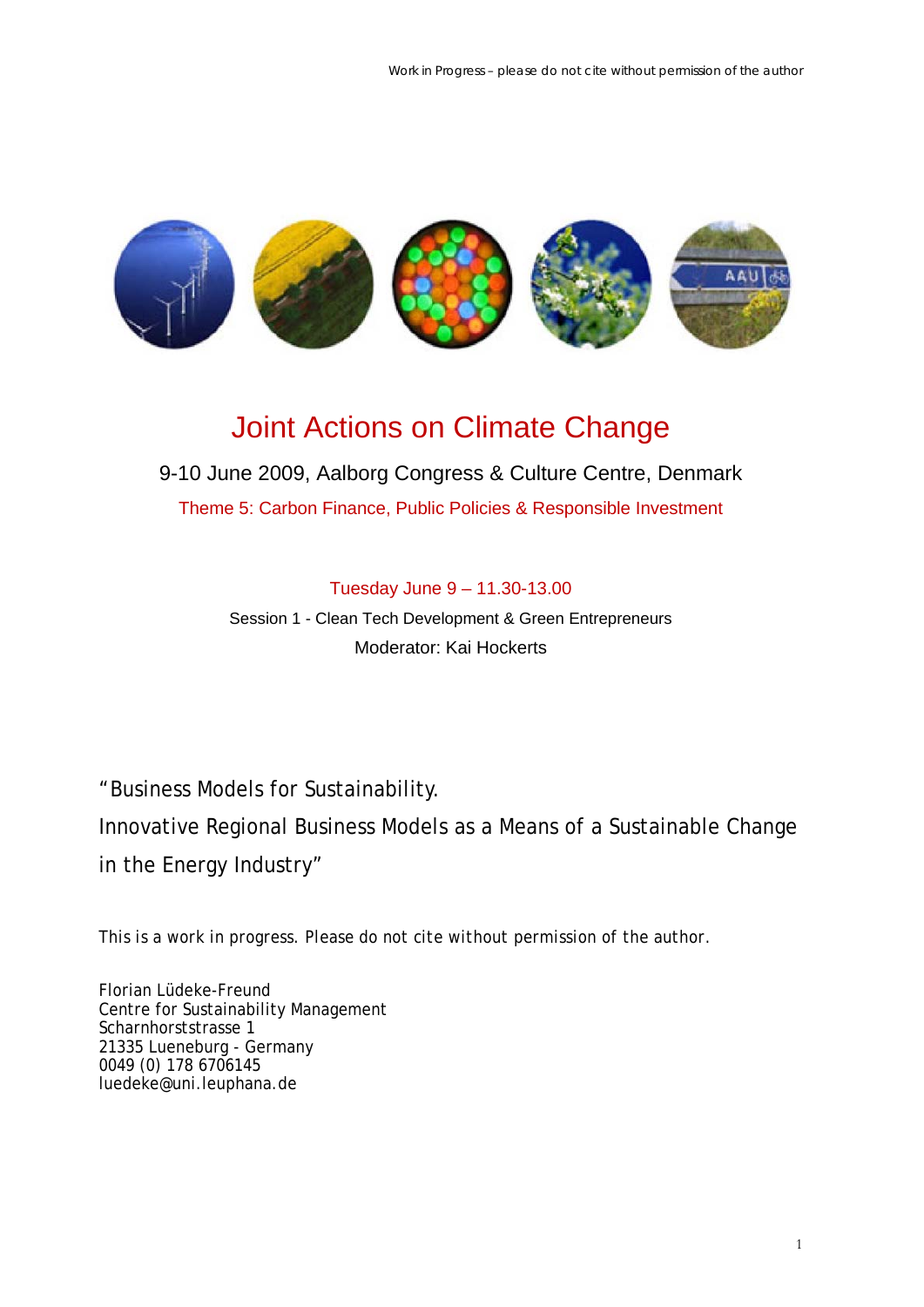# Joint Actions on Climate Change

9-10 June 2009, Aalborg Congress & Culture Centre, Denmark

Theme 5: Carbon Finance, Public Policies & Responsible Investment

Tuesday June 9 – 11.30-13.00

Session 1 - Clean Tech Development & Green Entrepreneurs

Moderator: Kai Hockerts

## "Business Models for Sustainability. Innovative Regional Business Models as a Means of a Sustainable Change in the Energy Industry"

This is a work in progress. Please do not cite without permission of the author.

Florian Lüdeke-Freund
Centre for Sustainability Management
Scharnhorststrasse 1
21335 Lueneburg - Germany
0049 (0) 178 6706145
luedeke@uni.leuphana.de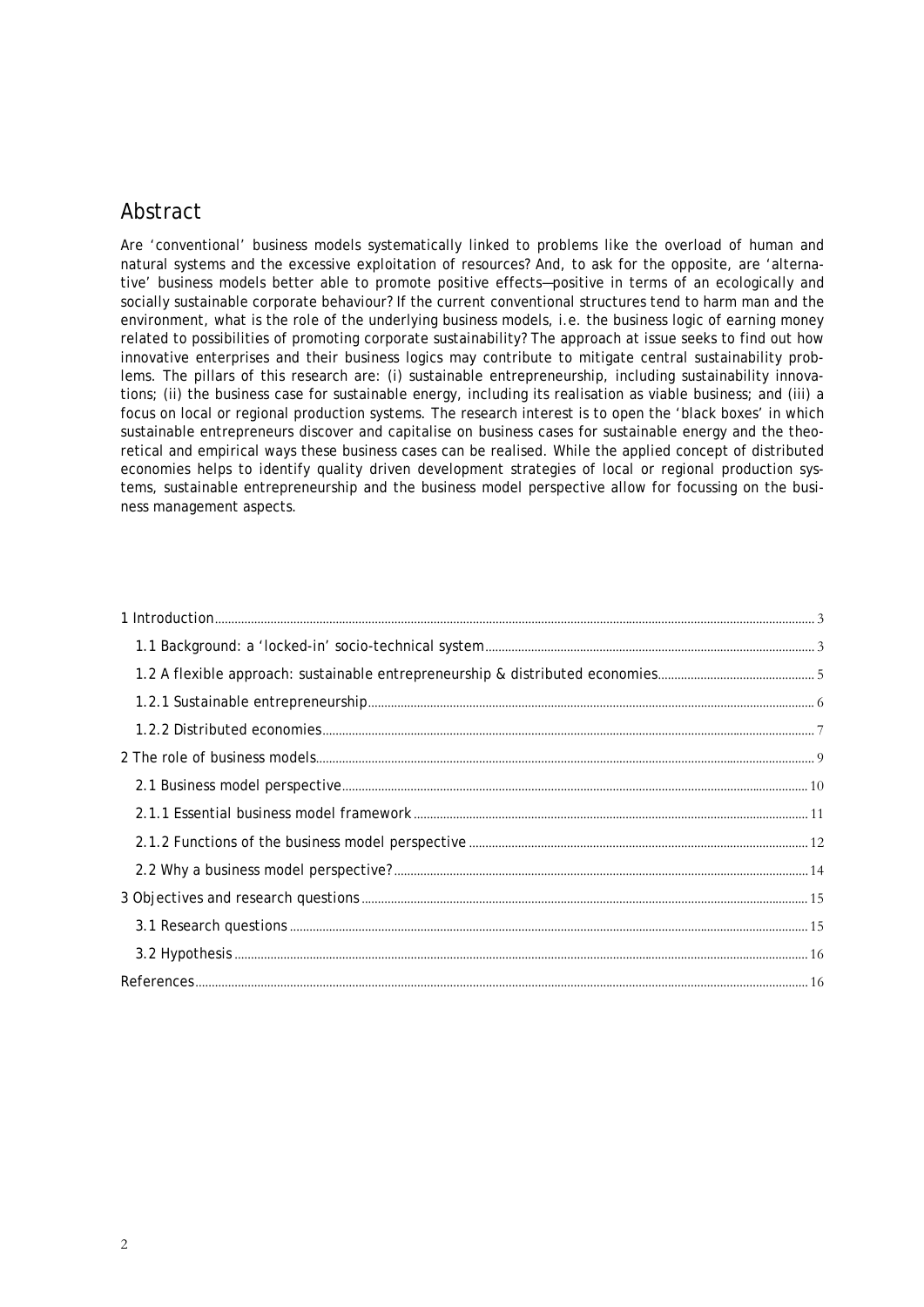## Abstract

Are 'conventional' business models systematically linked to problems like the overload of human and natural systems and the excessive exploitation of resources? And, to ask for the opposite, are 'alternative' business models better able to promote positive effects—positive in terms of an ecologically and socially sustainable corporate behaviour? If the current conventional structures tend to harm man and the environment, what is the role of the underlying business models, i.e. the business logic of earning money related to possibilities of promoting corporate sustainability? The approach at issue seeks to find out how innovative enterprises and their business logics may contribute to mitigate central sustainability problems. The pillars of this research are: (i) sustainable entrepreneurship, including sustainability innovations; (ii) the business case for sustainable energy, including its realisation as viable business; and (iii) a focus on local or regional production systems. The research interest is to open the 'black boxes' in which sustainable entrepreneurs discover and capitalise on business cases for sustainable energy and the theoretical and empirical ways these business cases can be realised. While the applied concept of distributed economies helps to identify quality driven development strategies of local or regional production systems, sustainable entrepreneurship and the business model perspective allow for focussing on the business management aspects.

1 Introduction ... 3
- 1.1 Background: a 'locked-in' socio-technical system ... 3
- 1.2 A flexible approach: sustainable entrepreneurship & distributed economies ... 5
- 1.2.1 Sustainable entrepreneurship ... 6
- 1.2.2 Distributed economies ... 7

2 The role of business models ... 9
- 2.1 Business model perspective ... 10
- 2.1.1 Essential business model framework ... 11
- 2.1.2 Functions of the business model perspective ... 12
- 2.2 Why a business model perspective? ... 14

3 Objectives and research questions ... 15
- 3.1 Research questions ... 15
- 3.2 Hypothesis ... 16

References ... 16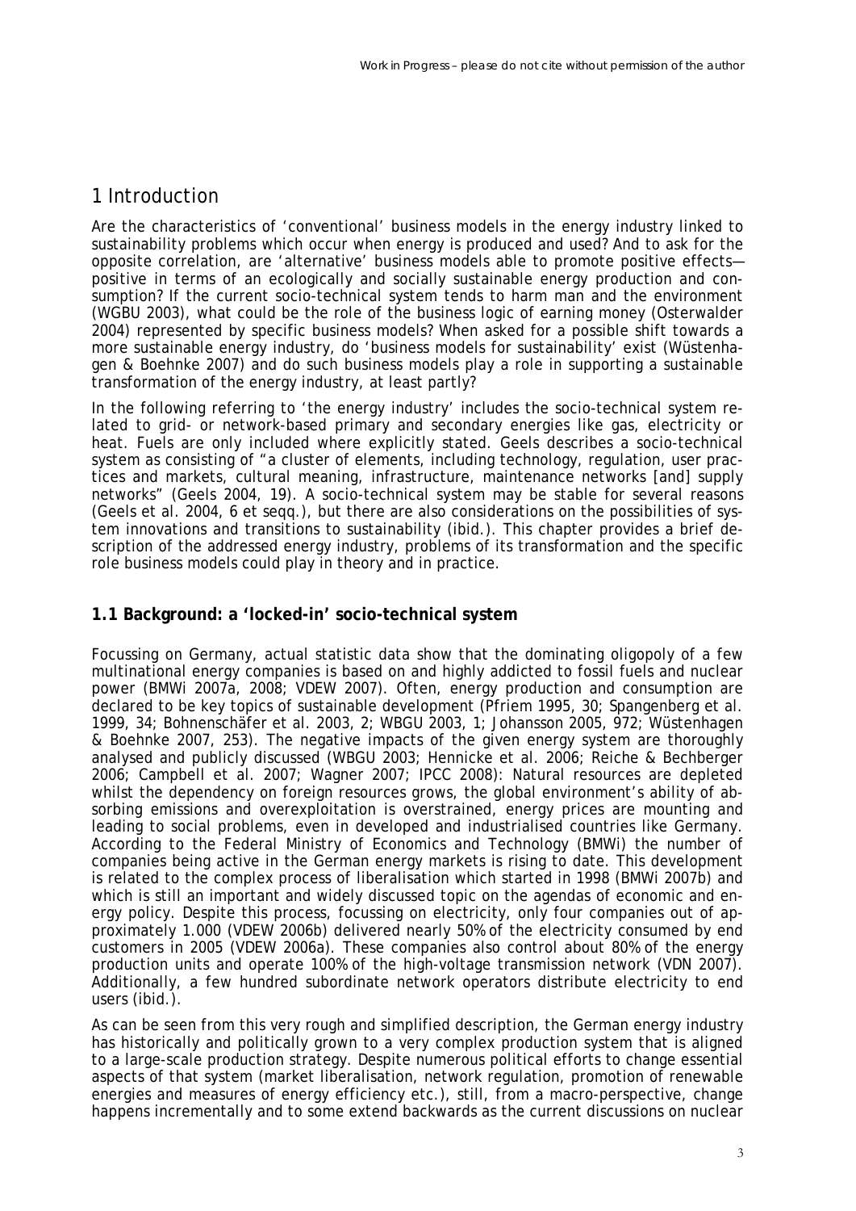# 1 Introduction

Are the characteristics of 'conventional' business models in the energy industry linked to sustainability problems which occur when energy is produced and used? And to ask for the opposite correlation, are 'alternative' business models able to promote positive effects—positive in terms of an ecologically and socially sustainable energy production and consumption? If the current socio-technical system tends to harm man and the environment (WGBU 2003), what could be the role of the business logic of earning money (Osterwalder 2004) represented by specific business models? When asked for a possible shift towards a more sustainable energy industry, do 'business models for sustainability' exist (Wüstenhagen & Boehnke 2007) and do such business models play a role in supporting a sustainable transformation of the energy industry, at least partly?

In the following referring to 'the energy industry' includes the socio-technical system related to grid- or network-based primary and secondary energies like gas, electricity or heat. Fuels are only included where explicitly stated. Geels describes a socio-technical system as consisting of "a cluster of elements, including technology, regulation, user practices and markets, cultural meaning, infrastructure, maintenance networks [and] supply networks" (Geels 2004, 19). A socio-technical system may be stable for several reasons (Geels et al. 2004, 6 et seqq.), but there are also considerations on the possibilities of system innovations and transitions to sustainability (ibid.). This chapter provides a brief description of the addressed energy industry, problems of its transformation and the specific role business models could play in theory and in practice.

## 1.1 Background: a 'locked-in' socio-technical system

Focussing on Germany, actual statistic data show that the dominating oligopoly of a few multinational energy companies is based on and highly addicted to fossil fuels and nuclear power (BMWi 2007a, 2008; VDEW 2007). Often, energy production and consumption are declared to be key topics of sustainable development (Pfriem 1995, 30; Spangenberg et al. 1999, 34; Bohnenschäfer et al. 2003, 2; WBGU 2003, 1; Johansson 2005, 972; Wüstenhagen & Boehnke 2007, 253). The negative impacts of the given energy system are thoroughly analysed and publicly discussed (WBGU 2003; Hennicke et al. 2006; Reiche & Bechberger 2006; Campbell et al. 2007; Wagner 2007; IPCC 2008): Natural resources are depleted whilst the dependency on foreign resources grows, the global environment's ability of absorbing emissions and overexploitation is overstrained, energy prices are mounting and leading to social problems, even in developed and industrialised countries like Germany. According to the Federal Ministry of Economics and Technology (BMWi) the number of companies being active in the German energy markets is rising to date. This development is related to the complex process of liberalisation which started in 1998 (BMWi 2007b) and which is still an important and widely discussed topic on the agendas of economic and energy policy. Despite this process, focussing on electricity, only four companies out of approximately 1.000 (VDEW 2006b) delivered nearly 50% of the electricity consumed by end customers in 2005 (VDEW 2006a). These companies also control about 80% of the energy production units and operate 100% of the high-voltage transmission network (VDN 2007). Additionally, a few hundred subordinate network operators distribute electricity to end users (ibid.).

As can be seen from this very rough and simplified description, the German energy industry has historically and politically grown to a very complex production system that is aligned to a large-scale production strategy. Despite numerous political efforts to change essential aspects of that system (market liberalisation, network regulation, promotion of renewable energies and measures of energy efficiency etc.), still, from a macro-perspective, change happens incrementally and to some extend backwards as the current discussions on nuclear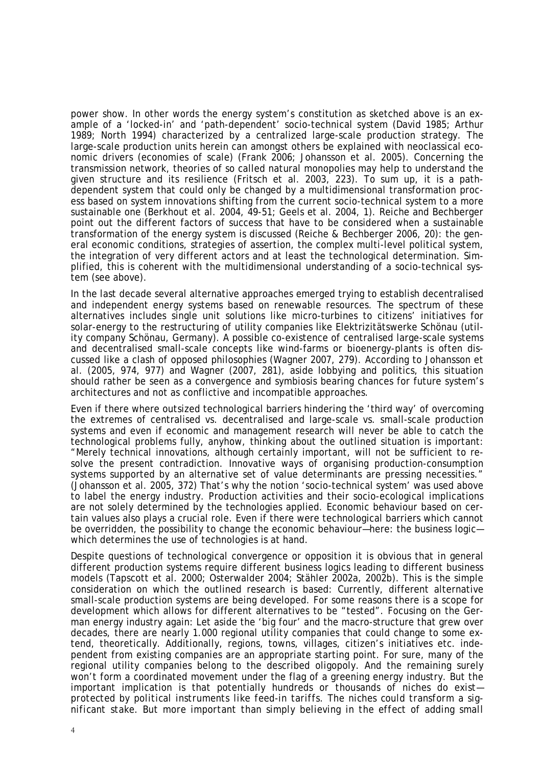power show. In other words the energy system's constitution as sketched above is an example of a 'locked-in' and 'path-dependent' socio-technical system (David 1985; Arthur 1989; North 1994) characterized by a centralized large-scale production strategy. The large-scale production units herein can amongst others be explained with neoclassical economic drivers (economies of scale) (Frank 2006; Johansson et al. 2005). Concerning the transmission network, theories of so called natural monopolies may help to understand the given structure and its resilience (Fritsch et al. 2003, 223). To sum up, it is a path-dependent system that could only be changed by a multidimensional transformation process based on system innovations shifting from the current socio-technical system to a more sustainable one (Berkhout et al. 2004, 49-51; Geels et al. 2004, 1). Reiche and Bechberger point out the different factors of success that have to be considered when a sustainable transformation of the energy system is discussed (Reiche & Bechberger 2006, 20): the general economic conditions, strategies of assertion, the complex multi-level political system, the integration of very different actors and at least the technological determination. Simplified, this is coherent with the multidimensional understanding of a socio-technical system (see above).

In the last decade several alternative approaches emerged trying to establish decentralised and independent energy systems based on renewable resources. The spectrum of these alternatives includes single unit solutions like micro-turbines to citizens' initiatives for solar-energy to the restructuring of utility companies like Elektrizitätswerke Schönau (utility company Schönau, Germany). A possible co-existence of centralised large-scale systems and decentralised small-scale concepts like wind-farms or bioenergy-plants is often discussed like a clash of opposed philosophies (Wagner 2007, 279). According to Johansson et al. (2005, 974, 977) and Wagner (2007, 281), aside lobbying and politics, this situation should rather be seen as a convergence and symbiosis bearing chances for future system's architectures and not as conflictive and incompatible approaches.

Even if there where outsized technological barriers hindering the 'third way' of overcoming the extremes of centralised vs. decentralised and large-scale vs. small-scale production systems and even if economic and management research will never be able to catch the technological problems fully, anyhow, thinking about the outlined situation is important: "Merely technical innovations, although certainly important, will not be sufficient to resolve the present contradiction. Innovative ways of organising production-consumption systems supported by an alternative set of value determinants are pressing necessities." (Johansson et al. 2005, 372) That's why the notion 'socio-technical system' was used above to label the energy industry. Production activities and their socio-ecological implications are not solely determined by the technologies applied. Economic behaviour based on certain values also plays a crucial role. Even if there were technological barriers which cannot be overridden, the possibility to change the economic behaviour—here: the business logic—which determines the use of technologies is at hand.

Despite questions of technological convergence or opposition it is obvious that in general different production systems require different business logics leading to different business models (Tapscott et al. 2000; Osterwalder 2004; Stähler 2002a, 2002b). This is the simple consideration on which the outlined research is based: Currently, different alternative small-scale production systems are being developed. For some reasons there is a scope for development which allows for different alternatives to be "tested". Focusing on the German energy industry again: Let aside the 'big four' and the macro-structure that grew over decades, there are nearly 1.000 regional utility companies that could change to some extend, theoretically. Additionally, regions, towns, villages, citizen's initiatives etc. independent from existing companies are an appropriate starting point. For sure, many of the regional utility companies belong to the described oligopoly. And the remaining surely won't form a coordinated movement under the flag of a greening energy industry. But the important implication is that potentially hundreds or thousands of niches do exist—protected by political instruments like feed-in tariffs. The niches could transform a significant stake. But more important than simply believing in the effect of adding small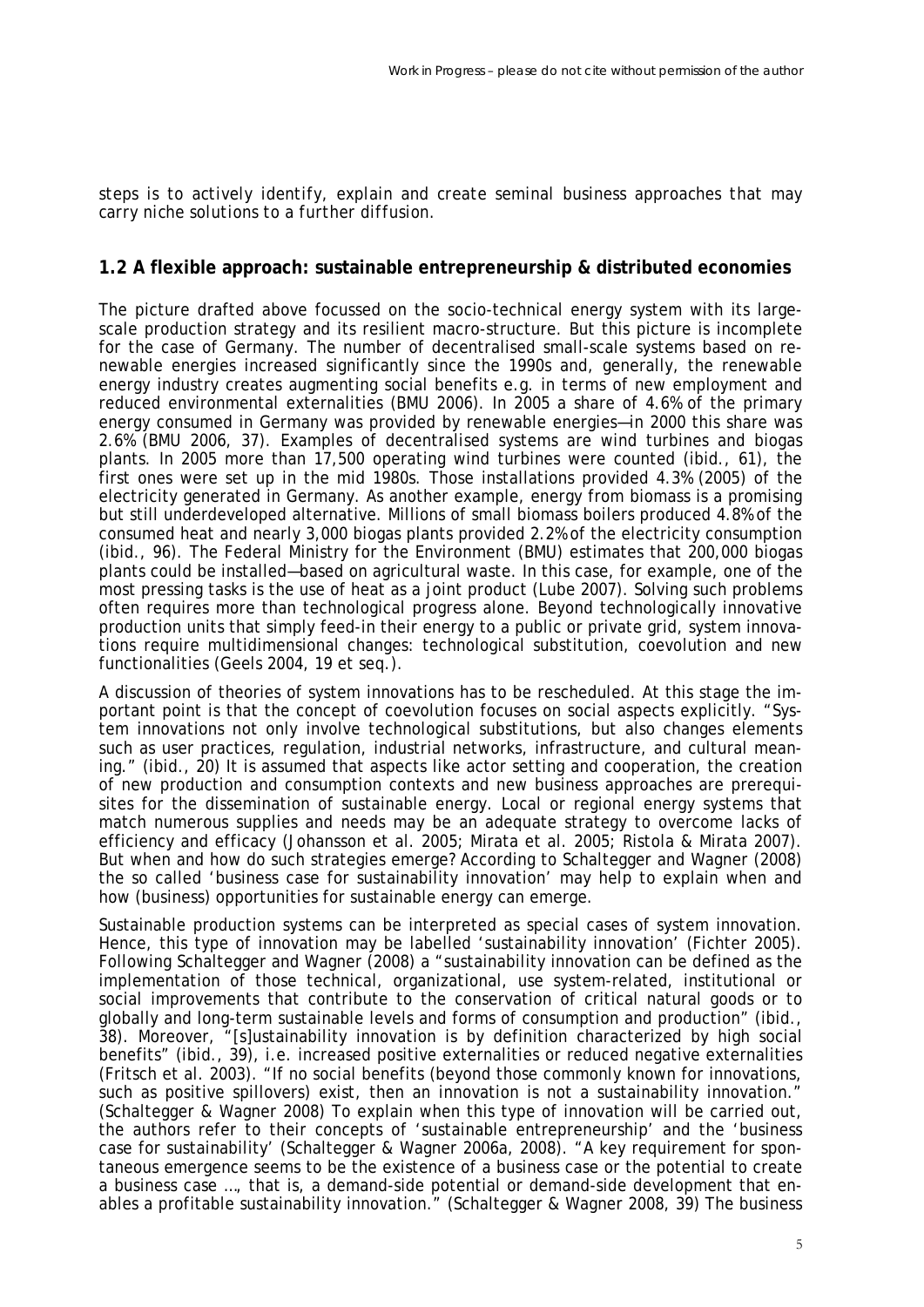steps is to actively identify, explain and create seminal business approaches that may carry niche solutions to a further diffusion.

## 1.2 A flexible approach: sustainable entrepreneurship & distributed economies

The picture drafted above focussed on the socio-technical energy system with its large-scale production strategy and its resilient macro-structure. But this picture is incomplete for the case of Germany. The number of decentralised small-scale systems based on renewable energies increased significantly since the 1990s and, generally, the renewable energy industry creates augmenting social benefits e.g. in terms of new employment and reduced environmental externalities (BMU 2006). In 2005 a share of 4.6% of the primary energy consumed in Germany was provided by renewable energies—in 2000 this share was 2.6% (BMU 2006, 37). Examples of decentralised systems are wind turbines and biogas plants. In 2005 more than 17,500 operating wind turbines were counted (ibid., 61), the first ones were set up in the mid 1980s. Those installations provided 4.3% (2005) of the electricity generated in Germany. As another example, energy from biomass is a promising but still underdeveloped alternative. Millions of small biomass boilers produced 4.8% of the consumed heat and nearly 3,000 biogas plants provided 2.2% of the electricity consumption (ibid., 96). The Federal Ministry for the Environment (BMU) estimates that 200,000 biogas plants could be installed—based on agricultural waste. In this case, for example, one of the most pressing tasks is the use of heat as a joint product (Lube 2007). Solving such problems often requires more than technological progress alone. Beyond technologically innovative production units that simply feed-in their energy to a public or private grid, system innovations require multidimensional changes: technological substitution, coevolution and new functionalities (Geels 2004, 19 et seq.).

A discussion of theories of system innovations has to be rescheduled. At this stage the important point is that the concept of coevolution focuses on social aspects explicitly. "System innovations not only involve technological substitutions, but also changes elements such as user practices, regulation, industrial networks, infrastructure, and cultural meaning." (ibid., 20) It is assumed that aspects like actor setting and cooperation, the creation of new production and consumption contexts and new business approaches are prerequisites for the dissemination of sustainable energy. Local or regional energy systems that match numerous supplies and needs may be an adequate strategy to overcome lacks of efficiency and efficacy (Johansson et al. 2005; Mirata et al. 2005; Ristola & Mirata 2007). But when and how do such strategies emerge? According to Schaltegger and Wagner (2008) the so called 'business case for sustainability innovation' may help to explain when and how (business) opportunities for sustainable energy can emerge.

Sustainable production systems can be interpreted as special cases of system innovation. Hence, this type of innovation may be labelled 'sustainability innovation' (Fichter 2005). Following Schaltegger and Wagner (2008) a "sustainability innovation can be defined as the implementation of those technical, organizational, use system-related, institutional or social improvements that contribute to the conservation of critical natural goods or to globally and long-term sustainable levels and forms of consumption and production" (ibid., 38). Moreover, "[s]ustainability innovation is by definition characterized by high social benefits" (ibid., 39), i.e. increased positive externalities or reduced negative externalities (Fritsch et al. 2003). "If no social benefits (beyond those commonly known for innovations, such as positive spillovers) exist, then an innovation is not a sustainability innovation." (Schaltegger & Wagner 2008) To explain when this type of innovation will be carried out, the authors refer to their concepts of 'sustainable entrepreneurship' and the 'business case for sustainability' (Schaltegger & Wagner 2006a, 2008). "A key requirement for spontaneous emergence seems to be the existence of a business case or the potential to create a business case …, that is, a demand-side potential or demand-side development that enables a profitable sustainability innovation." (Schaltegger & Wagner 2008, 39) The business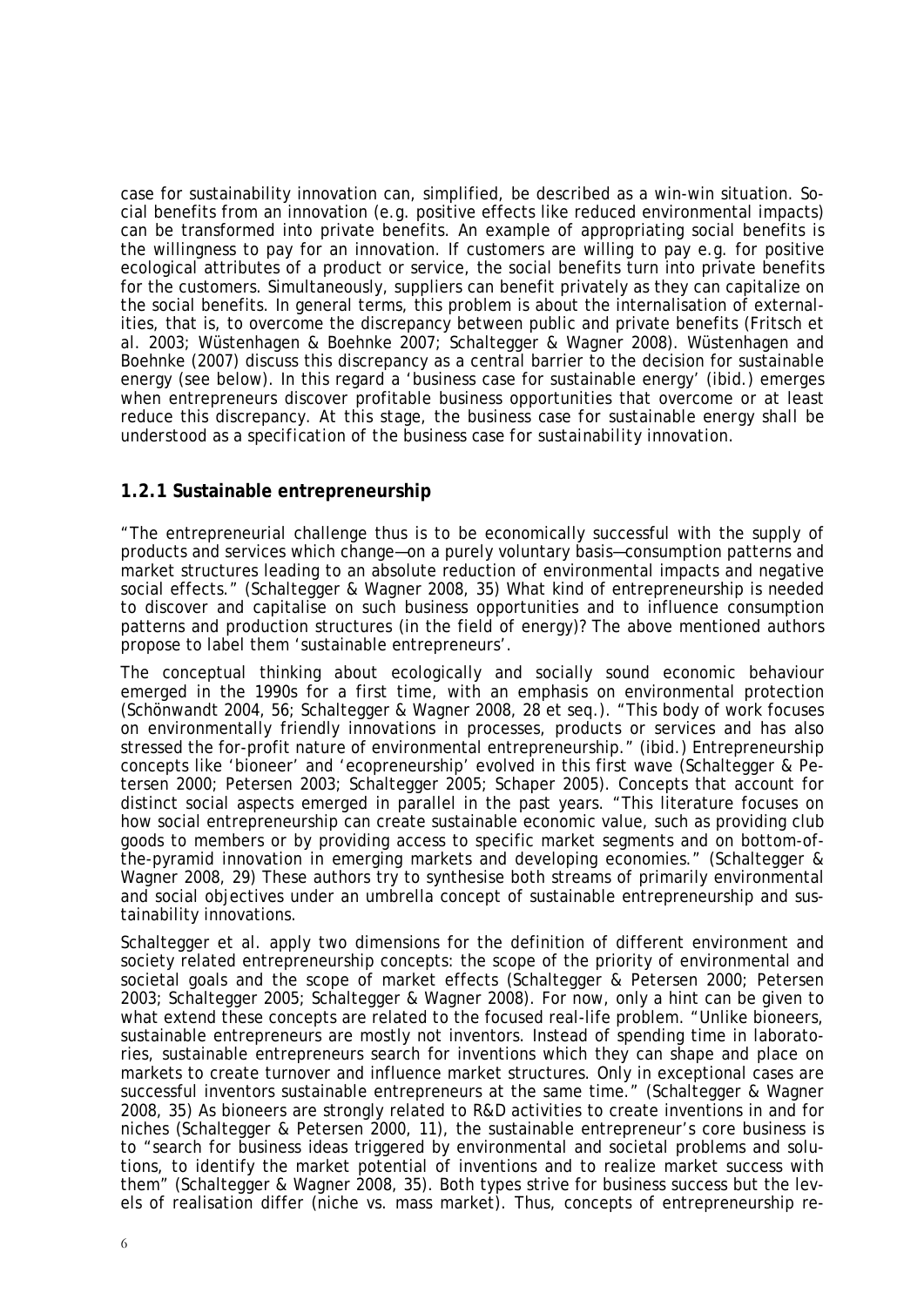case for sustainability innovation can, simplified, be described as a win-win situation. Social benefits from an innovation (e.g. positive effects like reduced environmental impacts) can be transformed into private benefits. An example of appropriating social benefits is the willingness to pay for an innovation. If customers are willing to pay e.g. for positive ecological attributes of a product or service, the social benefits turn into private benefits for the customers. Simultaneously, suppliers can benefit privately as they can capitalize on the social benefits. In general terms, this problem is about the internalisation of externalities, that is, to overcome the discrepancy between public and private benefits (Fritsch et al. 2003; Wüstenhagen & Boehnke 2007; Schaltegger & Wagner 2008). Wüstenhagen and Boehnke (2007) discuss this discrepancy as a central barrier to the decision for sustainable energy (see below). In this regard a 'business case for sustainable energy' (ibid.) emerges when entrepreneurs discover profitable business opportunities that overcome or at least reduce this discrepancy. *At this stage, the business case for sustainable energy shall be understood as a specification of the business case for sustainability innovation.*

### 1.2.1 Sustainable entrepreneurship

"The entrepreneurial challenge thus is to be economically successful with the supply of products and services which change—on a purely voluntary basis—consumption patterns and market structures leading to an absolute reduction of environmental impacts and negative social effects." (Schaltegger & Wagner 2008, 35) What kind of entrepreneurship is needed to discover and capitalise on such business opportunities and to influence consumption patterns and production structures (in the field of energy)? The above mentioned authors propose to label them 'sustainable entrepreneurs'.

The conceptual thinking about ecologically and socially sound economic behaviour emerged in the 1990s for a first time, with an emphasis on environmental protection (Schönwandt 2004, 56; Schaltegger & Wagner 2008, 28 et seq.). "This body of work focuses on environmentally friendly innovations in processes, products or services and has also stressed the for-profit nature of environmental entrepreneurship." (ibid.) Entrepreneurship concepts like 'bioneer' and 'ecopreneurship' evolved in this first wave (Schaltegger & Petersen 2000; Petersen 2003; Schaltegger 2005; Schaper 2005). Concepts that account for distinct social aspects emerged in parallel in the past years. "This literature focuses on how social entrepreneurship can create sustainable economic value, such as providing club goods to members or by providing access to specific market segments and on bottom-of-the-pyramid innovation in emerging markets and developing economies." (Schaltegger & Wagner 2008, 29) These authors try to synthesise both streams of primarily environmental and social objectives under an umbrella concept of sustainable entrepreneurship and sustainability innovations.

Schaltegger et al. apply two dimensions for the definition of different environment and society related entrepreneurship concepts: the scope of the priority of environmental and societal goals and the scope of market effects (Schaltegger & Petersen 2000; Petersen 2003; Schaltegger 2005; Schaltegger & Wagner 2008). For now, only a hint can be given to what extend these concepts are related to the focused real-life problem. "Unlike bioneers, sustainable entrepreneurs are mostly not inventors. Instead of spending time in laboratories, sustainable entrepreneurs search for inventions which they can shape and place on markets to create turnover and influence market structures. Only in exceptional cases are successful inventors sustainable entrepreneurs at the same time." (Schaltegger & Wagner 2008, 35) As bioneers are strongly related to R&D activities to create inventions in and for niches (Schaltegger & Petersen 2000, 11), the sustainable entrepreneur's core business is to "search for business ideas triggered by environmental and societal problems and solutions, to identify the market potential of inventions and to realize market success with them" (Schaltegger & Wagner 2008, 35). Both types strive for business success but the levels of realisation differ (niche vs. mass market). Thus, concepts of entrepreneurship re-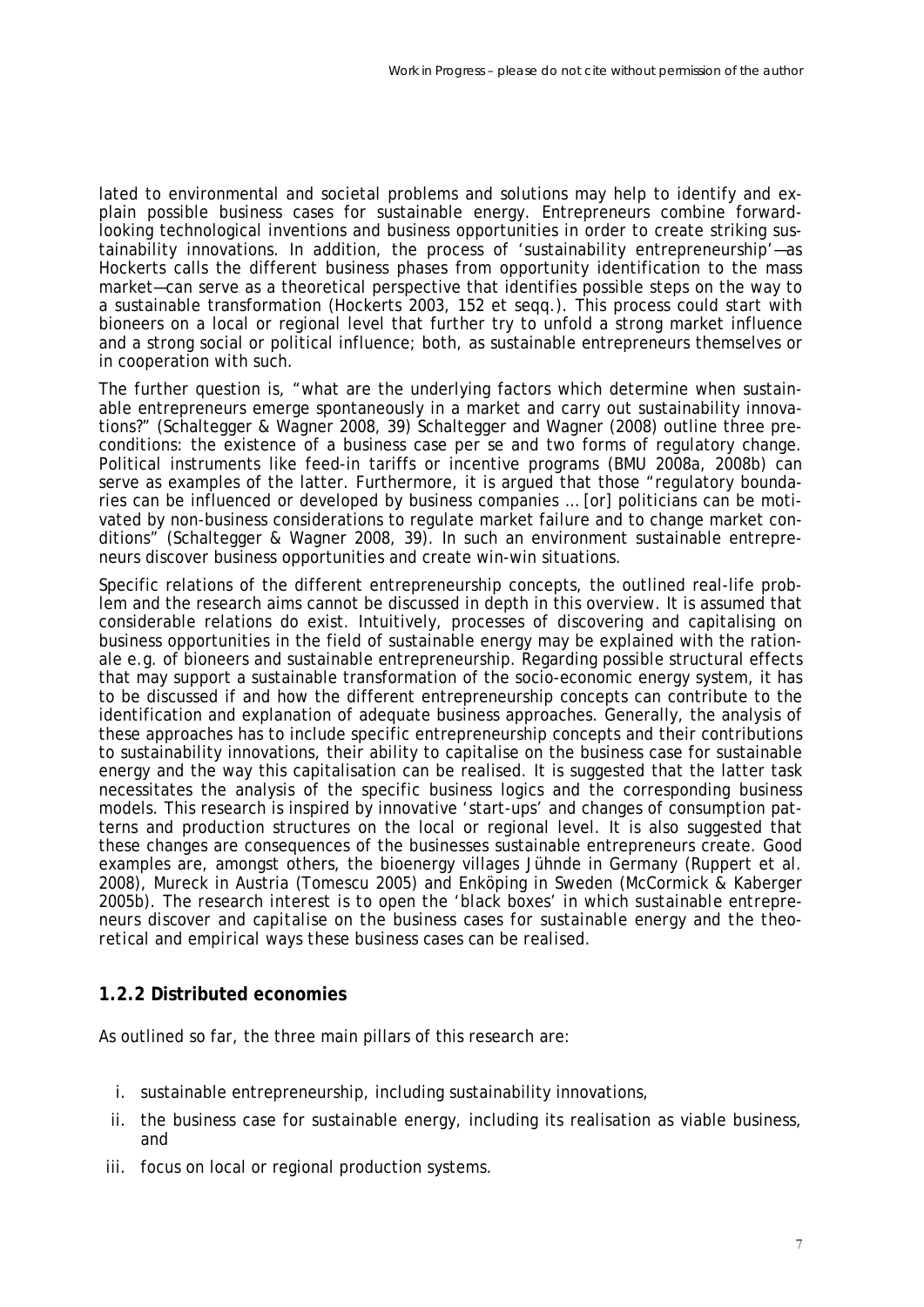lated to environmental and societal problems and solutions may help to identify and explain possible business cases for sustainable energy. Entrepreneurs combine forward-looking technological inventions and business opportunities in order to create striking sustainability innovations. In addition, the process of 'sustainability entrepreneurship'—as Hockerts calls the different business phases from opportunity identification to the mass market—can serve as a theoretical perspective that identifies possible steps on the way to a sustainable transformation (Hockerts 2003, 152 et seqq.). This process could start with bioneers on a local or regional level that further try to unfold a strong market influence and a strong social or political influence; both, as sustainable entrepreneurs themselves or in cooperation with such.

The further question is, "what are the underlying factors which determine when sustainable entrepreneurs emerge spontaneously in a market and carry out sustainability innovations?" (Schaltegger & Wagner 2008, 39) Schaltegger and Wagner (2008) outline three preconditions: the existence of a business case per se and two forms of regulatory change. Political instruments like feed-in tariffs or incentive programs (BMU 2008a, 2008b) can serve as examples of the latter. Furthermore, it is argued that those "regulatory boundaries can be influenced or developed by business companies … [or] politicians can be motivated by non-business considerations to regulate market failure and to change market conditions" (Schaltegger & Wagner 2008, 39). In such an environment sustainable entrepreneurs discover business opportunities and create win-win situations.

Specific relations of the different entrepreneurship concepts, the outlined real-life problem and the research aims cannot be discussed in depth in this overview. It is assumed that considerable relations do exist. Intuitively, processes of discovering and capitalising on business opportunities in the field of sustainable energy may be explained with the rationale e.g. of bioneers and sustainable entrepreneurship. Regarding possible structural effects that may support a sustainable transformation of the socio-economic energy system, it has to be discussed if and how the different entrepreneurship concepts can contribute to the identification and explanation of adequate business approaches. Generally, the analysis of these approaches has to include specific entrepreneurship concepts and their contributions to sustainability innovations, their ability to capitalise on the business case for sustainable energy and the way this capitalisation can be realised. It is suggested that the latter task necessitates the analysis of the specific business logics and the corresponding business models. This research is inspired by innovative 'start-ups' and changes of consumption patterns and production structures on the local or regional level. It is also suggested that these changes are consequences of the businesses sustainable entrepreneurs create. Good examples are, amongst others, the bioenergy villages Jühnde in Germany (Ruppert et al. 2008), Mureck in Austria (Tomescu 2005) and Enköping in Sweden (McCormick & Kaberger 2005b). *The research interest is to open the 'black boxes' in which sustainable entrepreneurs discover and capitalise on the business cases for sustainable energy and the theoretical and empirical ways these business cases can be realised.*

### 1.2.2 Distributed economies

As outlined so far, the three main pillars of this research are:

i. sustainable entrepreneurship, including sustainability innovations,
ii. the business case for sustainable energy, including its realisation as viable business, and
iii. focus on local or regional production systems.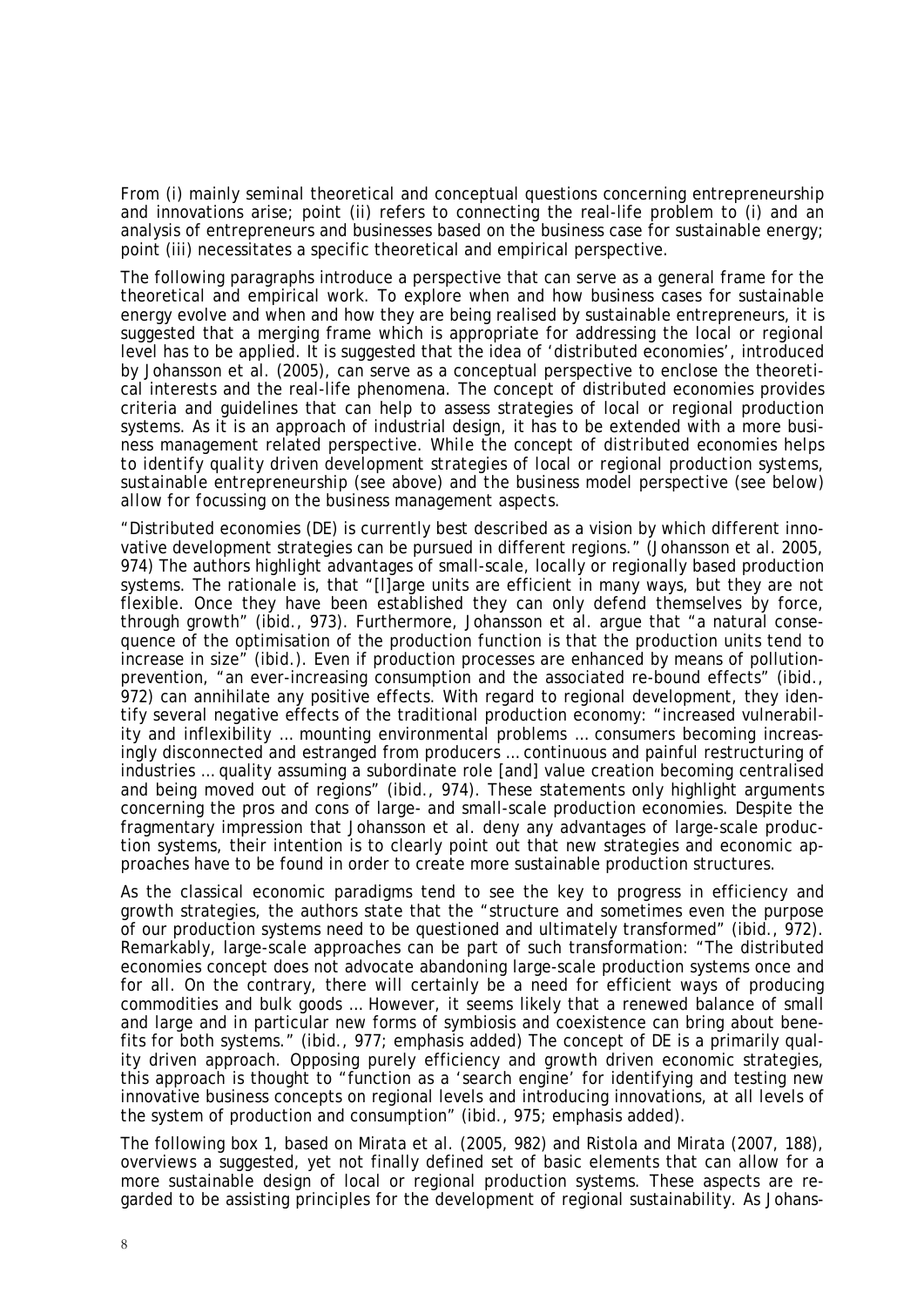From (i) mainly seminal theoretical and conceptual questions concerning entrepreneurship and innovations arise; point (ii) refers to connecting the real-life problem to (i) and an analysis of entrepreneurs and businesses based on the business case for sustainable energy; point (iii) necessitates a specific theoretical and empirical perspective.

The following paragraphs introduce a perspective that can serve as a general frame for the theoretical and empirical work. To explore when and how business cases for sustainable energy evolve and when and how they are being realised by sustainable entrepreneurs, it is suggested that a merging frame which is appropriate for addressing the local or regional level has to be applied. It is suggested that the idea of 'distributed economies', introduced by Johansson et al. (2005), can serve as a conceptual perspective to enclose the theoretical interests and the real-life phenomena. The concept of distributed economies provides criteria and guidelines that can help to assess strategies of local or regional production systems. As it is an approach of industrial design, it has to be extended with a more business management related perspective. *While the concept of distributed economies helps to identify quality driven development strategies of local or regional production systems, sustainable entrepreneurship (see above) and the business model perspective (see below) allow for focussing on the business management aspects.*

"Distributed economies (DE) is currently best described as a vision by which different innovative development strategies can be pursued in different regions." (Johansson et al. 2005, 974) The authors highlight advantages of small-scale, locally or regionally based production systems. The rationale is, that "[l]arge units are efficient in many ways, but they are not flexible. Once they have been established they can only defend themselves by force, through growth" (ibid., 973). Furthermore, Johansson et al. argue that "a natural consequence of the optimisation of the production function is that the production units tend to increase in size" (ibid.). Even if production processes are enhanced by means of pollution-prevention, "an ever-increasing consumption and the associated re-bound effects" (ibid., 972) can annihilate any positive effects. With regard to regional development, they identify several negative effects of the traditional production economy: "increased vulnerability and inflexibility … mounting environmental problems … consumers becoming increasingly disconnected and estranged from producers … continuous and painful restructuring of industries … quality assuming a subordinate role [and] value creation becoming centralised and being moved out of regions" (ibid., 974). These statements only highlight arguments concerning the pros and cons of large- and small-scale production economies. Despite the fragmentary impression that Johansson et al. deny any advantages of large-scale production systems, their intention is to clearly point out that new strategies and economic approaches have to be found in order to create more sustainable production structures.

As the classical economic paradigms tend to see the key to progress in efficiency and growth strategies, the authors state that the "structure and sometimes even the purpose of our production systems need to be questioned and ultimately transformed" (ibid., 972). Remarkably, large-scale approaches can be part of such transformation: "The distributed economies concept does not advocate abandoning large-scale production systems once and for all. On the contrary, there will certainly be a need for efficient ways of producing commodities and bulk goods … However, it seems likely that a renewed *balance of small and large* and in particular new forms of symbiosis and coexistence can bring about benefits for both systems." (ibid., 977; emphasis added) The concept of DE is a primarily quality driven approach. Opposing purely efficiency and growth driven economic strategies, this approach is thought to "function as a '*search engine*' for identifying and testing new innovative business concepts on regional levels and introducing innovations, at all levels of the system of production and consumption" (ibid., 975; emphasis added).

The following box 1, based on Mirata et al. (2005, 982) and Ristola and Mirata (2007, 188), overviews a suggested, yet not finally defined set of basic elements that can allow for a more sustainable design of local or regional production systems. These aspects are regarded to be assisting principles for the development of regional sustainability. As Johans-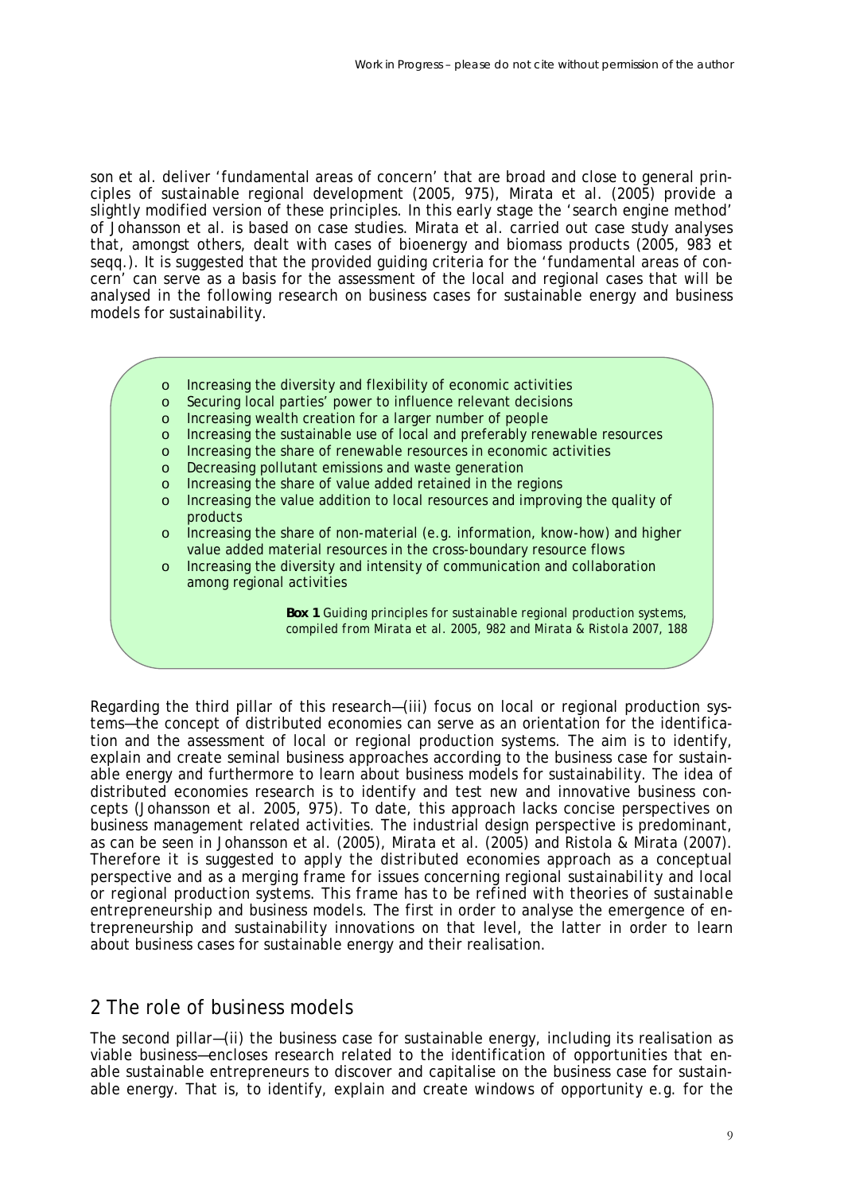son et al. deliver 'fundamental areas of concern' that are broad and close to general principles of sustainable regional development (2005, 975), Mirata et al. (2005) provide a slightly modified version of these principles. In this early stage the 'search engine method' of Johansson et al. is based on case studies. Mirata et al. carried out case study analyses that, amongst others, dealt with cases of bioenergy and biomass products (2005, 983 et seqq.). It is suggested that the provided guiding criteria for the 'fundamental areas of concern' can serve as a basis for the assessment of the local and regional cases that will be analysed in the following research on business cases for sustainable energy and business models for sustainability.

- Increasing the diversity and flexibility of economic activities
- Securing local parties' power to influence relevant decisions
- Increasing wealth creation for a larger number of people
- Increasing the sustainable use of local and preferably renewable resources
- Increasing the share of renewable resources in economic activities
- Decreasing pollutant emissions and waste generation
- Increasing the share of value added retained in the regions
- Increasing the value addition to local resources and improving the quality of products
- Increasing the share of non-material (e.g. information, know-how) and higher value added material resources in the cross-boundary resource flows
- Increasing the diversity and intensity of communication and collaboration among regional activities

**Box 1** Guiding principles for sustainable regional production systems, compiled from Mirata et al. 2005, 982 and Mirata & Ristola 2007, 188

Regarding the third pillar of this research—(iii) focus on local or regional production systems—the concept of distributed economies can serve as an orientation for the identification and the assessment of local or regional production systems. The aim is to identify, explain and create seminal business approaches according to the business case for sustainable energy and furthermore to learn about business models for sustainability. The idea of distributed economies research is to identify and test new and innovative business concepts (Johansson et al. 2005, 975). To date, this approach lacks concise perspectives on business management related activities. The industrial design perspective is predominant, as can be seen in Johansson et al. (2005), Mirata et al. (2005) and Ristola & Mirata (2007). Therefore it is suggested to apply the distributed economies approach as a conceptual perspective and as a merging frame for issues concerning regional sustainability and local or regional production systems. This frame has to be refined with theories of sustainable entrepreneurship and business models. The first in order to analyse the emergence of entrepreneurship and sustainability innovations on that level, the latter in order to learn about business cases for sustainable energy and their realisation.

## 2 The role of business models

The second pillar—(ii) the business case for sustainable energy, including its realisation as viable business—encloses research related to the identification of opportunities that enable sustainable entrepreneurs to discover and capitalise on the business case for sustainable energy. That is, to identify, explain and create windows of opportunity e.g. for the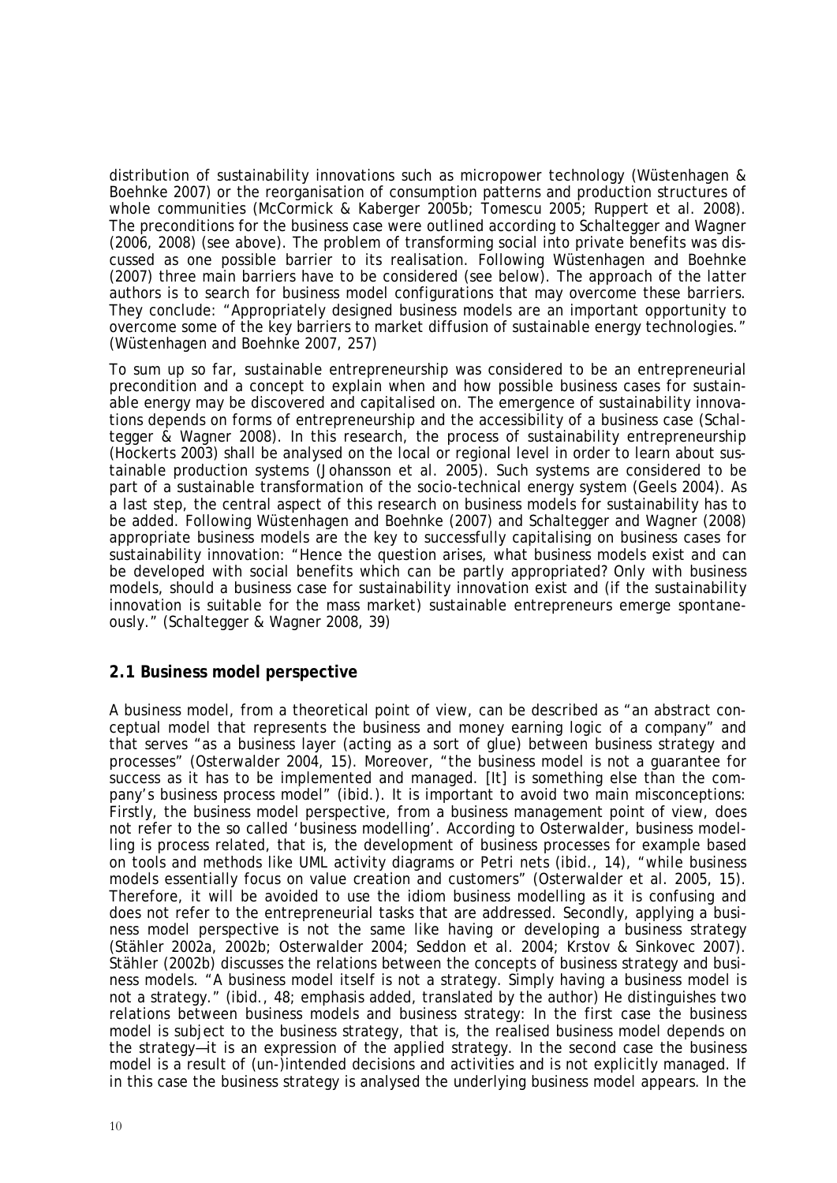distribution of sustainability innovations such as micropower technology (Wüstenhagen & Boehnke 2007) or the reorganisation of consumption patterns and production structures of whole communities (McCormick & Kaberger 2005b; Tomescu 2005; Ruppert et al. 2008). The preconditions for the business case were outlined according to Schaltegger and Wagner (2006, 2008) (see above). The problem of transforming social into private benefits was discussed as one possible barrier to its realisation. Following Wüstenhagen and Boehnke (2007) three main barriers have to be considered (see below). The approach of the latter authors is to search for business model configurations that may overcome these barriers. They conclude: "Appropriately designed business models are an important opportunity to overcome some of the key barriers to market diffusion of sustainable energy technologies." (Wüstenhagen and Boehnke 2007, 257)

To sum up so far, sustainable entrepreneurship was considered to be an entrepreneurial precondition and a concept to explain when and how possible business cases for sustainable energy may be discovered and capitalised on. The emergence of sustainability innovations depends on forms of entrepreneurship and the accessibility of a business case (Schaltegger & Wagner 2008). In this research, the process of sustainability entrepreneurship (Hockerts 2003) shall be analysed on the local or regional level in order to learn about sustainable production systems (Johansson et al. 2005). Such systems are considered to be part of a sustainable transformation of the socio-technical energy system (Geels 2004). As a last step, the central aspect of this research on business models for sustainability has to be added. Following Wüstenhagen and Boehnke (2007) and Schaltegger and Wagner (2008) appropriate business models are the key to successfully capitalising on business cases for sustainability innovation: "Hence the question arises, what business models exist and can be developed with social benefits which can be partly appropriated? Only with business models, should a business case for sustainability innovation exist and (if the sustainability innovation is suitable for the mass market) sustainable entrepreneurs emerge spontaneously." (Schaltegger & Wagner 2008, 39)

## 2.1 Business model perspective

A business model, from a theoretical point of view, can be described as "an abstract conceptual model that represents the business and money earning logic of a company" and that serves "as a business layer (acting as a sort of glue) between business strategy and processes" (Osterwalder 2004, 15). Moreover, "the business model is not a guarantee for success as it has to be implemented and managed. [It] is something else than the company's business process model" (ibid.). It is important to avoid two main misconceptions: Firstly, the business model perspective, from a business management point of view, does not refer to the so called 'business modelling'. According to Osterwalder, business modelling is process related, that is, the development of business processes for example based on tools and methods like UML activity diagrams or Petri nets (ibid., 14), "while business models essentially focus on value creation and customers" (Osterwalder et al. 2005, 15). Therefore, it will be avoided to use the idiom business modelling as it is confusing and does not refer to the entrepreneurial tasks that are addressed. Secondly, applying a business model perspective is not the same like having or developing a business strategy (Stähler 2002a, 2002b; Osterwalder 2004; Seddon et al. 2004; Krstov & Sinkovec 2007). Stähler (2002b) discusses the relations between the concepts of business strategy and business models. "A business model itself is not a strategy. Simply having a business model is not a strategy." (ibid., 48; emphasis added, translated by the author) He distinguishes two relations between business models and business strategy: In the first case the business model is subject to the business strategy, that is, the realised business model depends on the strategy—it is an expression of the applied strategy. In the second case the business model is a result of (un-)intended decisions and activities and is not explicitly managed. If in this case the business strategy is analysed the underlying business model appears. In the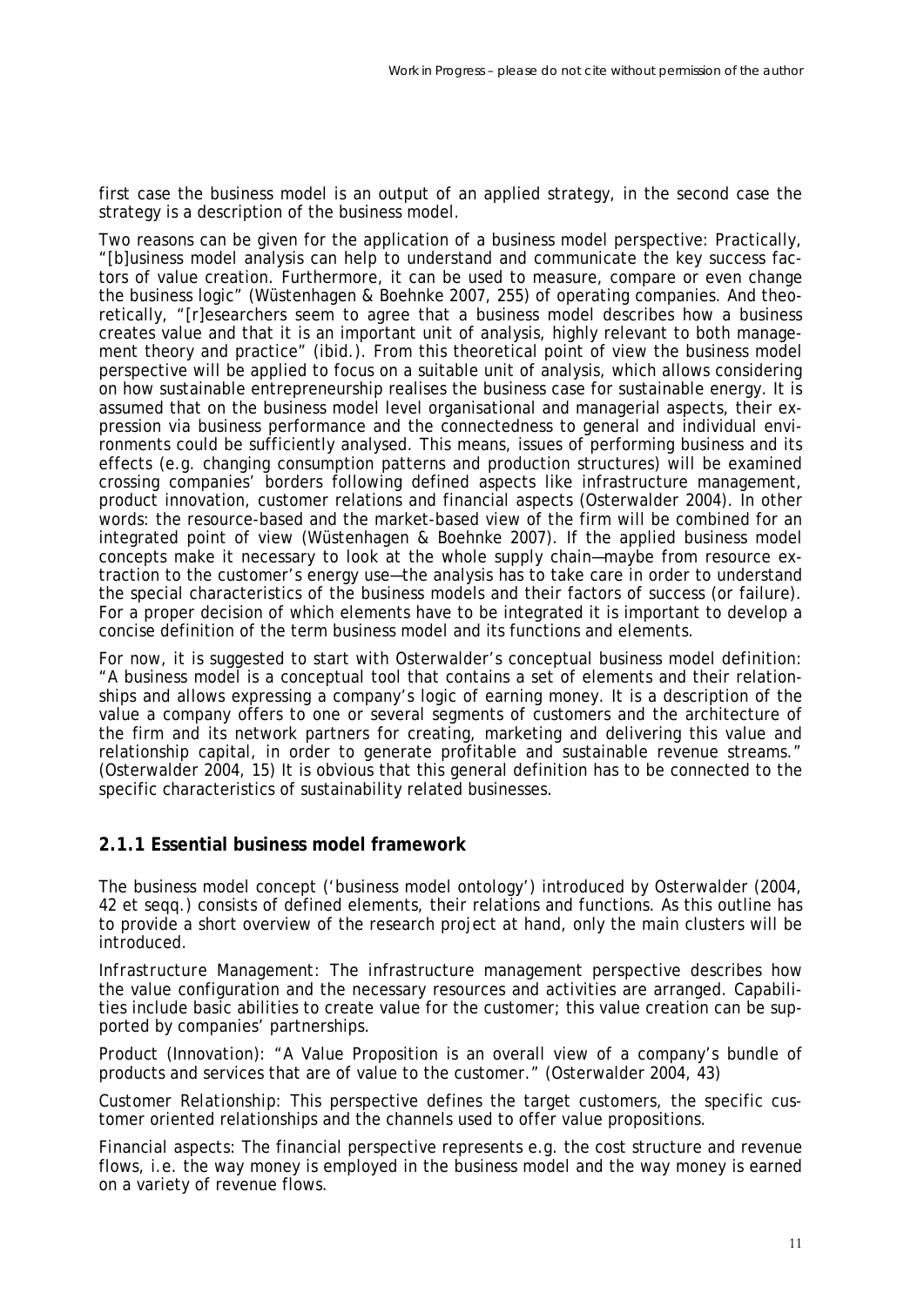first case the business model is an output of an applied strategy, in the second case the strategy is a description of the business model.

Two reasons can be given for the application of a business model perspective: Practically, "[b]usiness model analysis can help to understand and communicate the key success factors of value creation. Furthermore, it can be used to measure, compare or even change the business logic" (Wüstenhagen & Boehnke 2007, 255) of operating companies. And theoretically, "[r]esearchers seem to agree that a business model describes how a business creates value and that it is an important unit of analysis, highly relevant to both management theory and practice" (ibid.). From this theoretical point of view the business model perspective will be applied to focus on a suitable unit of analysis, which allows considering on how sustainable entrepreneurship realises the business case for sustainable energy. It is assumed that on the business model level organisational and managerial aspects, their expression via business performance and the connectedness to general and individual environments could be sufficiently analysed. This means, issues of performing business and its effects (e.g. changing consumption patterns and production structures) will be examined crossing companies' borders following defined aspects like infrastructure management, product innovation, customer relations and financial aspects (Osterwalder 2004). In other words: the resource-based and the market-based view of the firm will be combined for an integrated point of view (Wüstenhagen & Boehnke 2007). If the applied business model concepts make it necessary to look at the whole supply chain—maybe from resource extraction to the customer's energy use—the analysis has to take care in order to understand the special characteristics of the business models and their factors of success (or failure). For a proper decision of which elements have to be integrated it is important to develop a concise definition of the term business model and its functions and elements.

For now, it is suggested to start with Osterwalder's conceptual business model definition: "A business model is a conceptual tool that contains a set of elements and their relationships and allows expressing a company's logic of earning money. It is a description of the value a company offers to one or several segments of customers and the architecture of the firm and its network partners for creating, marketing and delivering this value and relationship capital, in order to generate profitable and sustainable revenue streams." (Osterwalder 2004, 15) It is obvious that this general definition has to be connected to the specific characteristics of sustainability related businesses.

### 2.1.1 Essential business model framework

The business model concept ('business model ontology') introduced by Osterwalder (2004, 42 et seqq.) consists of defined elements, their relations and functions. As this outline has to provide a short overview of the research project at hand, only the main clusters will be introduced.

*Infrastructure Management*: The infrastructure management perspective describes how the value configuration and the necessary resources and activities are arranged. Capabilities include basic abilities to create value for the customer; this value creation can be supported by companies' partnerships.

*Product (Innovation)*: "A Value Proposition is an overall view of a company's bundle of products and services that are of value to the customer." (Osterwalder 2004, 43)

*Customer Relationship*: This perspective defines the target customers, the specific customer oriented relationships and the channels used to offer value propositions.

*Financial aspects*: The financial perspective represents e.g. the cost structure and revenue flows, i.e. the way money is employed in the business model and the way money is earned on a variety of revenue flows.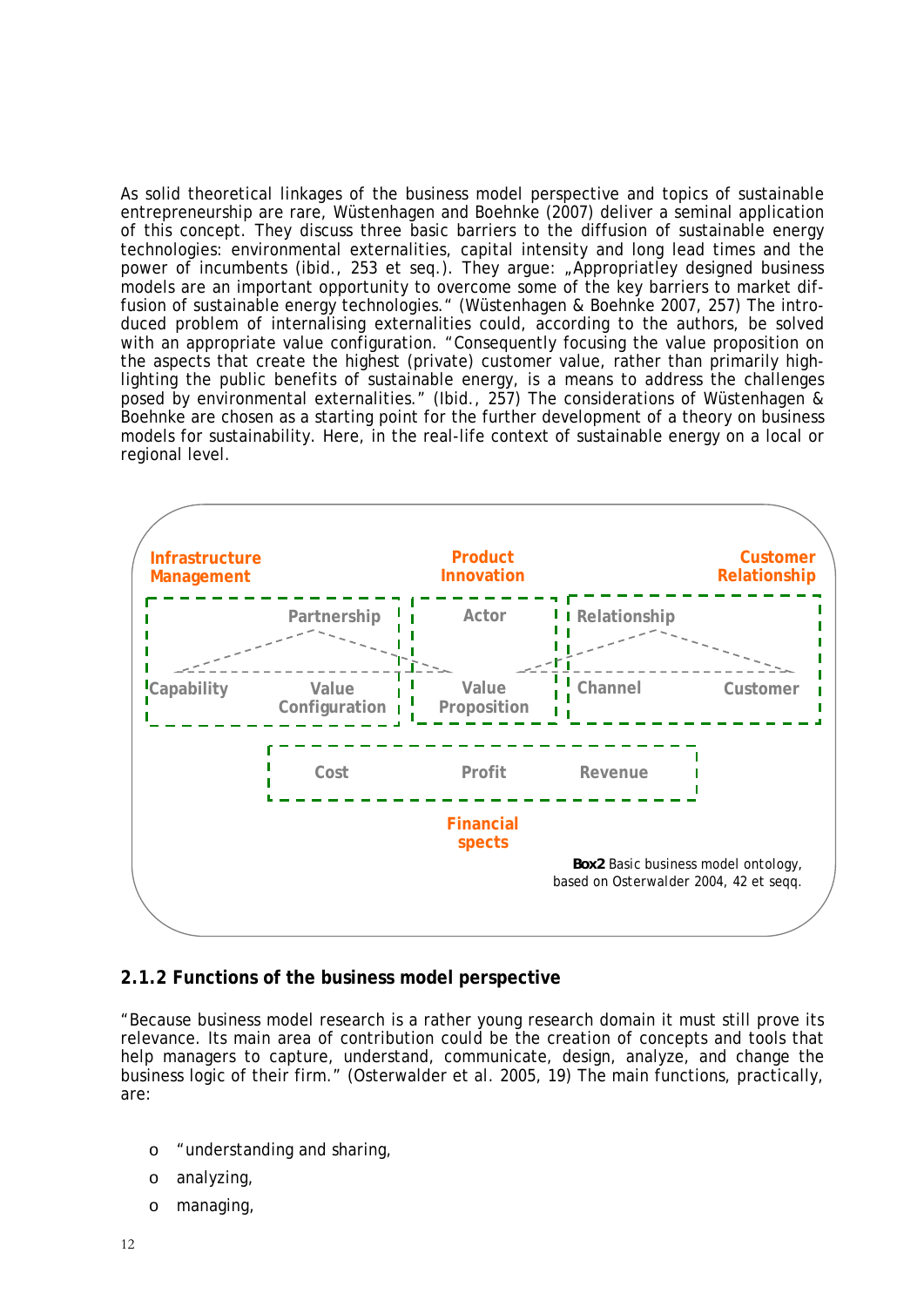As solid theoretical linkages of the business model perspective and topics of sustainable entrepreneurship are rare, Wüstenhagen and Boehnke (2007) deliver a seminal application of this concept. They discuss three basic barriers to the diffusion of sustainable energy technologies: environmental externalities, capital intensity and long lead times and the power of incumbents (ibid., 253 et seq.). They argue: „Appropriatley designed business models are an important opportunity to overcome some of the key barriers to market diffusion of sustainable energy technologies." (Wüstenhagen & Boehnke 2007, 257) The introduced problem of internalising externalities could, according to the authors, be solved with an appropriate value configuration. "Consequently focusing the value proposition on the aspects that create the highest (private) customer value, rather than primarily highlighting the public benefits of sustainable energy, is a means to address the challenges posed by environmental externalities." (Ibid., 257) The considerations of Wüstenhagen & Boehnke are chosen as a starting point for the further development of a theory on business models for sustainability. Here, in the real-life context of sustainable energy on a local or regional level.

Infrastructure Management | Product Innovation | Customer Relationship

Partnership | Actor | Relationship

Capability | Value Configuration | Value Proposition | Channel | Customer

Cost | Profit | Revenue

Financial spects

**Box2** Basic business model ontology, based on Osterwalder 2004, 42 et seqq.

## 2.1.2 Functions of the business model perspective

"Because business model research is a rather young research domain it must still prove its relevance. Its main area of contribution could be the creation of concepts and tools that help managers to capture, understand, communicate, design, analyze, and change the business logic of their firm." (Osterwalder et al. 2005, 19) The main functions, practically, are:

- "understanding and sharing,
- analyzing,
- managing,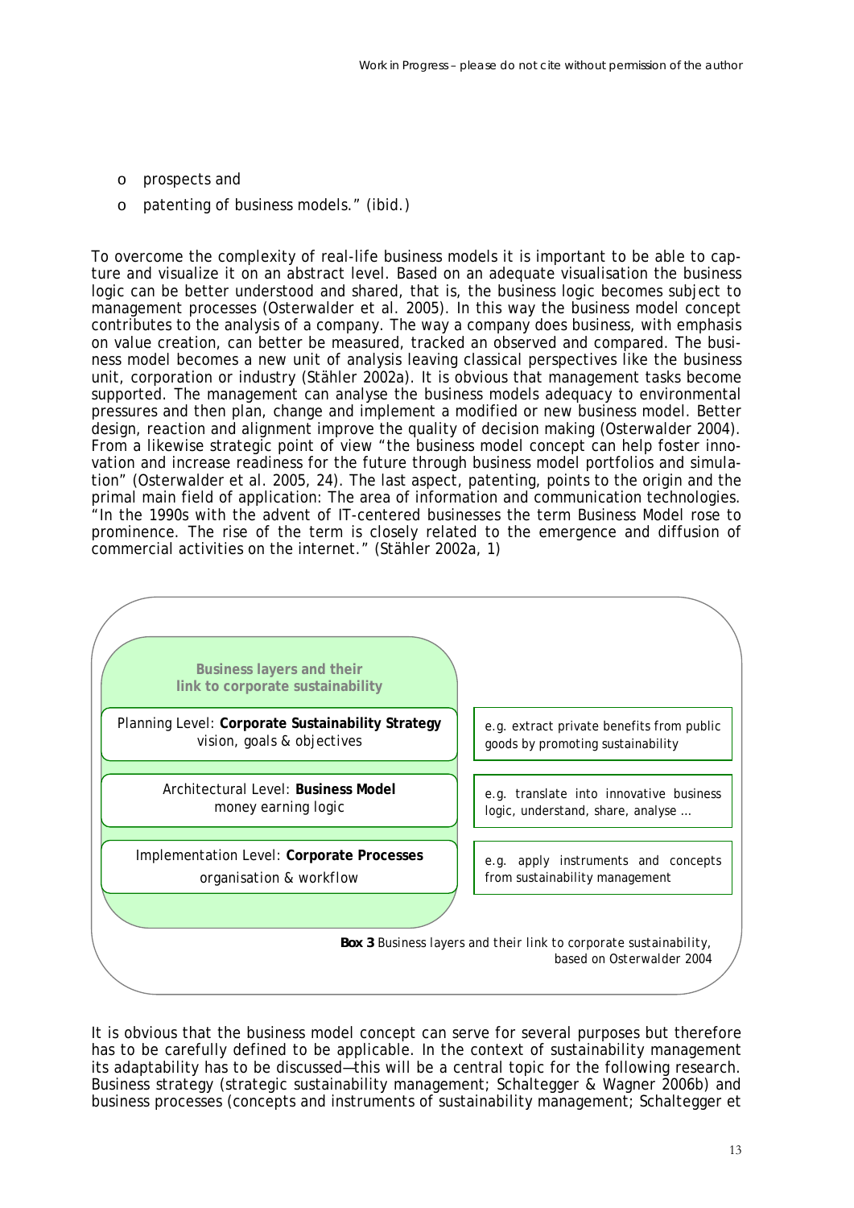- prospects and
- patenting of business models." (ibid.)

To overcome the complexity of real-life business models it is important to be able to capture and visualize it on an abstract level. Based on an adequate visualisation the business logic can be better understood and shared, that is, the business logic becomes subject to management processes (Osterwalder et al. 2005). In this way the business model concept contributes to the analysis of a company. The way a company does business, with emphasis on value creation, can better be measured, tracked an observed and compared. The business model becomes a new unit of analysis leaving classical perspectives like the business unit, corporation or industry (Stähler 2002a). It is obvious that management tasks become supported. The management can analyse the business models adequacy to environmental pressures and then plan, change and implement a modified or new business model. Better design, reaction and alignment improve the quality of decision making (Osterwalder 2004). From a likewise strategic point of view "the business model concept can help foster innovation and increase readiness for the future through business model portfolios and simulation" (Osterwalder et al. 2005, 24). The last aspect, patenting, points to the origin and the primal main field of application: The area of information and communication technologies. "In the 1990s with the advent of IT-centered businesses the term Business Model rose to prominence. The rise of the term is closely related to the emergence and diffusion of commercial activities on the internet." (Stähler 2002a, 1)

| Business layers and their link to corporate sustainability | |
|---|---|
| Planning Level: **Corporate Sustainability Strategy** vision, goals & objectives | e.g. extract private benefits from public goods by promoting sustainability |
| Architectural Level: **Business Model** money earning logic | e.g. translate into innovative business logic, understand, share, analyse … |
| Implementation Level: **Corporate Processes** organisation & workflow | e.g. apply instruments and concepts from sustainability management |

**Box 3** Business layers and their link to corporate sustainability, based on Osterwalder 2004

It is obvious that the business model concept can serve for several purposes but therefore has to be carefully defined to be applicable. In the context of sustainability management its adaptability has to be discussed—this will be a central topic for the following research. Business strategy (strategic sustainability management; Schaltegger & Wagner 2006b) and business processes (concepts and instruments of sustainability management; Schaltegger et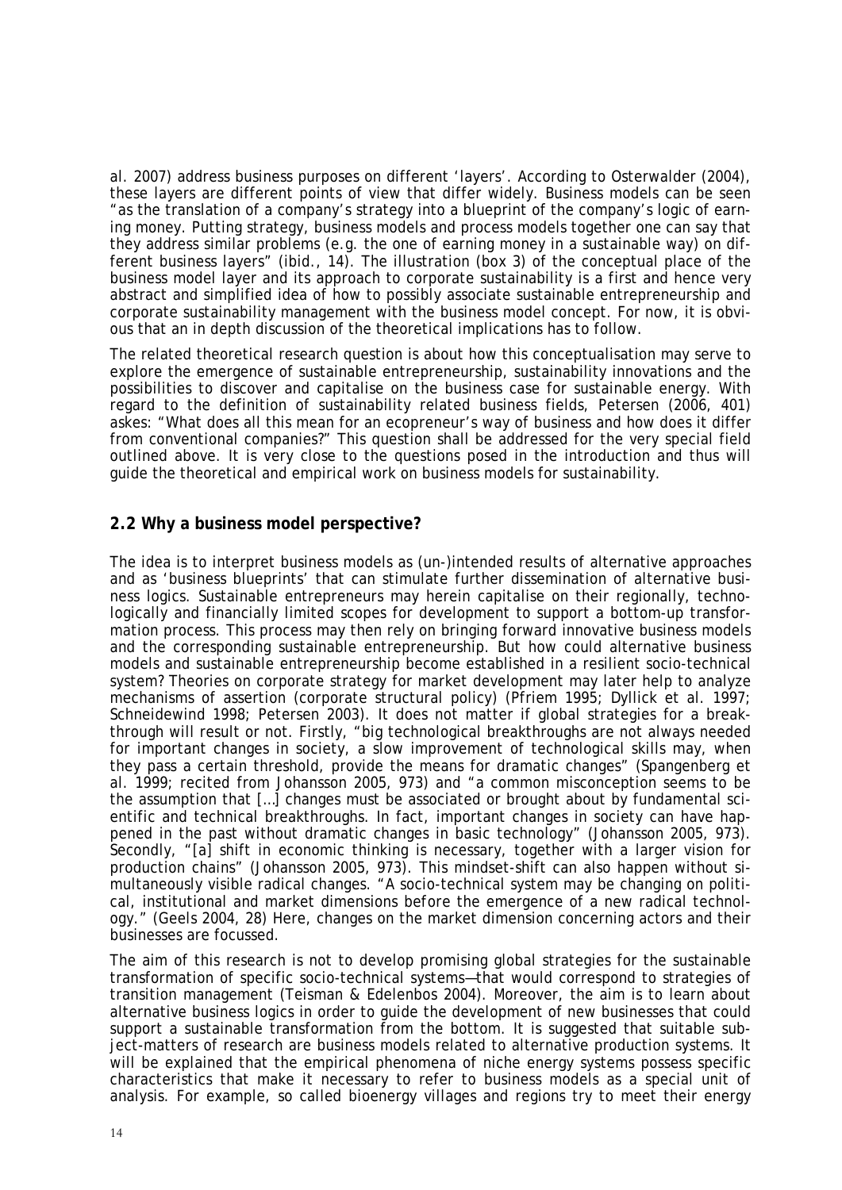al. 2007) address business purposes on different 'layers'. According to Osterwalder (2004), these layers are different points of view that differ widely. Business models can be seen "as the translation of a company's strategy into a blueprint of the company's logic of earning money. Putting strategy, business models and process models together one can say that they address similar problems (e.g. the one of earning money in a sustainable way) on different business layers" (ibid., 14). The illustration (box 3) of the conceptual place of the business model layer and its approach to corporate sustainability is a first and hence very abstract and simplified idea of how to possibly associate sustainable entrepreneurship and corporate sustainability management with the business model concept. For now, it is obvious that an in depth discussion of the theoretical implications has to follow.

The related theoretical research question is about how this conceptualisation may serve to explore the emergence of sustainable entrepreneurship, sustainability innovations and the possibilities to discover and capitalise on the business case for sustainable energy. With regard to the definition of sustainability related business fields, Petersen (2006, 401) askes: "What does all this mean for an ecopreneur's way of business and how does it differ from conventional companies?" This question shall be addressed for the very special field outlined above. It is very close to the questions posed in the introduction and thus will guide the theoretical and empirical work on business models for sustainability.

## 2.2 Why a business model perspective?

The idea is to interpret business models as (un-)intended results of alternative approaches and as 'business blueprints' that can stimulate further dissemination of alternative business logics. Sustainable entrepreneurs may herein capitalise on their regionally, technologically and financially limited scopes for development to support a bottom-up transformation process. This process may then rely on bringing forward innovative business models and the corresponding sustainable entrepreneurship. But how could alternative business models and sustainable entrepreneurship become established in a resilient socio-technical system? Theories on corporate strategy for market development may later help to analyze mechanisms of assertion (corporate structural policy) (Pfriem 1995; Dyllick et al. 1997; Schneidewind 1998; Petersen 2003). It does not matter if global strategies for a breakthrough will result or not. Firstly, "big technological breakthroughs are not always needed for important changes in society, a slow improvement of technological skills may, when they pass a certain threshold, provide the means for dramatic changes" (Spangenberg et al. 1999; recited from Johansson 2005, 973) and "a common misconception seems to be the assumption that […] changes must be associated or brought about by fundamental scientific and technical breakthroughs. In fact, important changes in society can have happened in the past without dramatic changes in basic technology" (Johansson 2005, 973). Secondly, "[a] shift in economic thinking is necessary, together with a larger vision for production chains" (Johansson 2005, 973). This mindset-shift can also happen without simultaneously visible radical changes. "A socio-technical system may be changing on political, institutional and market dimensions before the emergence of a new radical technology." (Geels 2004, 28) Here, changes on the market dimension concerning actors and their businesses are focussed.

The aim of this research is not to develop promising global strategies for the sustainable transformation of specific socio-technical systems—that would correspond to strategies of transition management (Teisman & Edelenbos 2004). Moreover, the aim is to learn about alternative business logics in order to guide the development of new businesses that could support a sustainable transformation from the bottom. It is suggested that suitable subject-matters of research are business models related to alternative production systems. It will be explained that the empirical phenomena of niche energy systems possess specific characteristics that make it necessary to refer to business models as a special unit of analysis. For example, so called bioenergy villages and regions try to meet their energy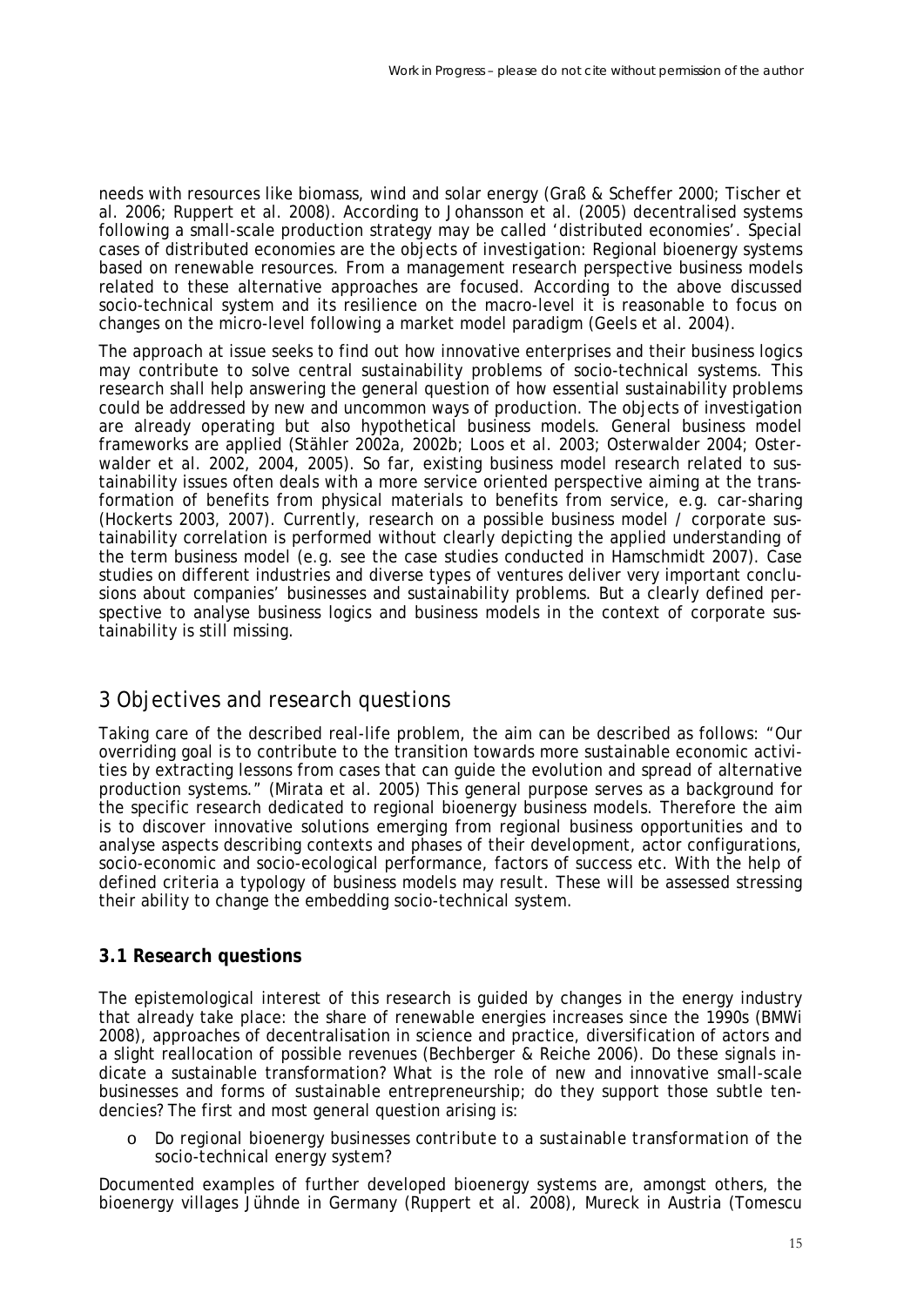needs with resources like biomass, wind and solar energy (Graß & Scheffer 2000; Tischer et al. 2006; Ruppert et al. 2008). According to Johansson et al. (2005) decentralised systems following a small-scale production strategy may be called 'distributed economies'. Special cases of distributed economies are the objects of investigation: Regional bioenergy systems based on renewable resources. From a management research perspective business models related to these alternative approaches are focused. According to the above discussed socio-technical system and its resilience on the macro-level it is reasonable to focus on changes on the micro-level following a market model paradigm (Geels et al. 2004).

The approach at issue seeks to find out how innovative enterprises and their business logics may contribute to solve central sustainability problems of socio-technical systems. This research shall help answering the general question of how essential sustainability problems could be addressed by new and uncommon ways of production. The objects of investigation are already operating but also hypothetical business models. General business model frameworks are applied (Stähler 2002a, 2002b; Loos et al. 2003; Osterwalder 2004; Osterwalder et al. 2002, 2004, 2005). So far, existing business model research related to sustainability issues often deals with a more service oriented perspective aiming at the transformation of benefits from physical materials to benefits from service, e.g. car-sharing (Hockerts 2003, 2007). Currently, research on a possible business model / corporate sustainability correlation is performed without clearly depicting the applied understanding of the term business model (e.g. see the case studies conducted in Hamschmidt 2007). Case studies on different industries and diverse types of ventures deliver very important conclusions about companies' businesses and sustainability problems. But a clearly defined perspective to analyse business logics and business models in the context of corporate sustainability is still missing.

## 3 Objectives and research questions

Taking care of the described real-life problem, the aim can be described as follows: "Our overriding goal is to contribute to the transition towards more sustainable economic activities by extracting lessons from cases that can guide the evolution and spread of alternative production systems." (Mirata et al. 2005) This general purpose serves as a background for the specific research dedicated to regional bioenergy business models. Therefore the aim is to discover innovative solutions emerging from regional business opportunities and to analyse aspects describing contexts and phases of their development, actor configurations, socio-economic and socio-ecological performance, factors of success etc. With the help of defined criteria a typology of business models may result. These will be assessed stressing their ability to change the embedding socio-technical system.

### 3.1 Research questions

The epistemological interest of this research is guided by changes in the energy industry that already take place: the share of renewable energies increases since the 1990s (BMWi 2008), approaches of decentralisation in science and practice, diversification of actors and a slight reallocation of possible revenues (Bechberger & Reiche 2006). Do these signals indicate a sustainable transformation? What is the role of new and innovative small-scale businesses and forms of sustainable entrepreneurship; do they support those subtle tendencies? The first and most general question arising is:

- *Do regional bioenergy businesses contribute to a sustainable transformation of the socio-technical energy system?*

Documented examples of further developed bioenergy systems are, amongst others, the bioenergy villages Jühnde in Germany (Ruppert et al. 2008), Mureck in Austria (Tomescu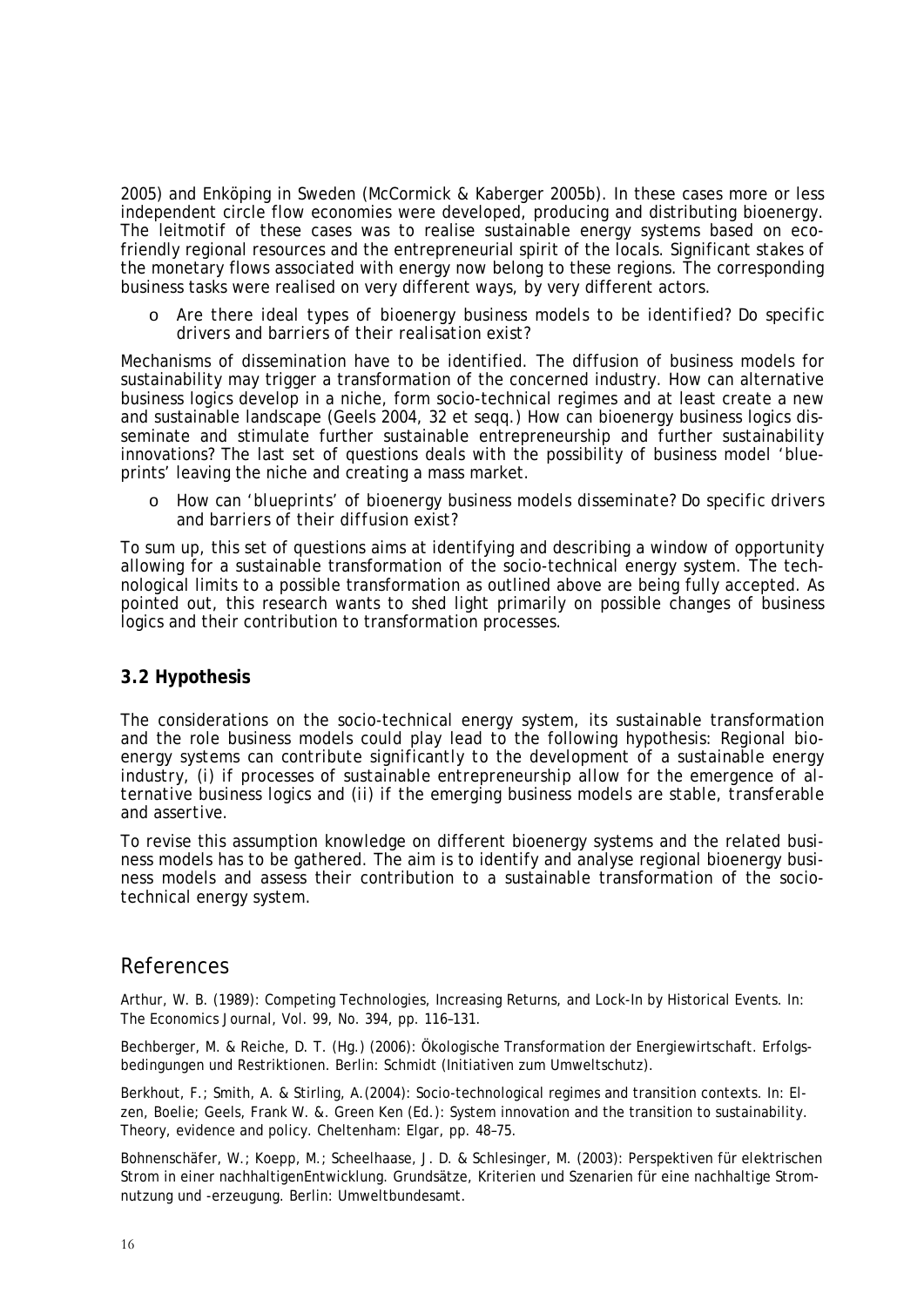2005) and Enköping in Sweden (McCormick & Kaberger 2005b). In these cases more or less independent circle flow economies were developed, producing and distributing bioenergy. The leitmotif of these cases was to realise sustainable energy systems based on eco-friendly regional resources and the entrepreneurial spirit of the locals. Significant stakes of the monetary flows associated with energy now belong to these regions. The corresponding business tasks were realised on very different ways, by very different actors.

- *Are there ideal types of bioenergy business models to be identified? Do specific drivers and barriers of their realisation exist?*

Mechanisms of dissemination have to be identified. The diffusion of business models for sustainability may trigger a transformation of the concerned industry. How can alternative business logics develop in a niche, form socio-technical regimes and at least create a new and sustainable landscape (Geels 2004, 32 et seqq.) How can bioenergy business logics disseminate and stimulate further sustainable entrepreneurship and further sustainability innovations? The last set of questions deals with the possibility of business model 'blueprints' leaving the niche and creating a mass market.

- *How can 'blueprints' of bioenergy business models disseminate? Do specific drivers and barriers of their diffusion exist?*

To sum up, this set of questions aims at identifying and describing a window of opportunity allowing for a sustainable transformation of the socio-technical energy system. The technological limits to a possible transformation as outlined above are being fully accepted. As pointed out, this research wants to shed light primarily on possible changes of business logics and their contribution to transformation processes.

### 3.2 Hypothesis

The considerations on the socio-technical energy system, its sustainable transformation and the role business models could play lead to the following hypothesis: *Regional bioenergy systems can contribute significantly to the development of a sustainable energy industry, (i) if processes of sustainable entrepreneurship allow for the emergence of alternative business logics and (ii) if the emerging business models are stable, transferable and assertive.*

To revise this assumption knowledge on different bioenergy systems and the related business models has to be gathered. The aim is to identify and analyse regional bioenergy business models and assess their contribution to a sustainable transformation of the socio-technical energy system.

## References

Arthur, W. B. (1989): Competing Technologies, Increasing Returns, and Lock-In by Historical Events. In: The Economics Journal, Vol. 99, No. 394, pp. 116–131.

Bechberger, M. & Reiche, D. T. (Hg.) (2006): Ökologische Transformation der Energiewirtschaft. Erfolgsbedingungen und Restriktionen. Berlin: Schmidt (Initiativen zum Umweltschutz).

Berkhout, F.; Smith, A. & Stirling, A.(2004): Socio-technological regimes and transition contexts. In: Elzen, Boelie; Geels, Frank W. &. Green Ken (Ed.): System innovation and the transition to sustainability. Theory, evidence and policy. Cheltenham: Elgar, pp. 48–75.

Bohnenschäfer, W.; Koepp, M.; Scheelhaase, J. D. & Schlesinger, M. (2003): Perspektiven für elektrischen Strom in einer nachhaltigenEntwicklung. Grundsätze, Kriterien und Szenarien für eine nachhaltige Stromnutzung und -erzeugung. Berlin: Umweltbundesamt.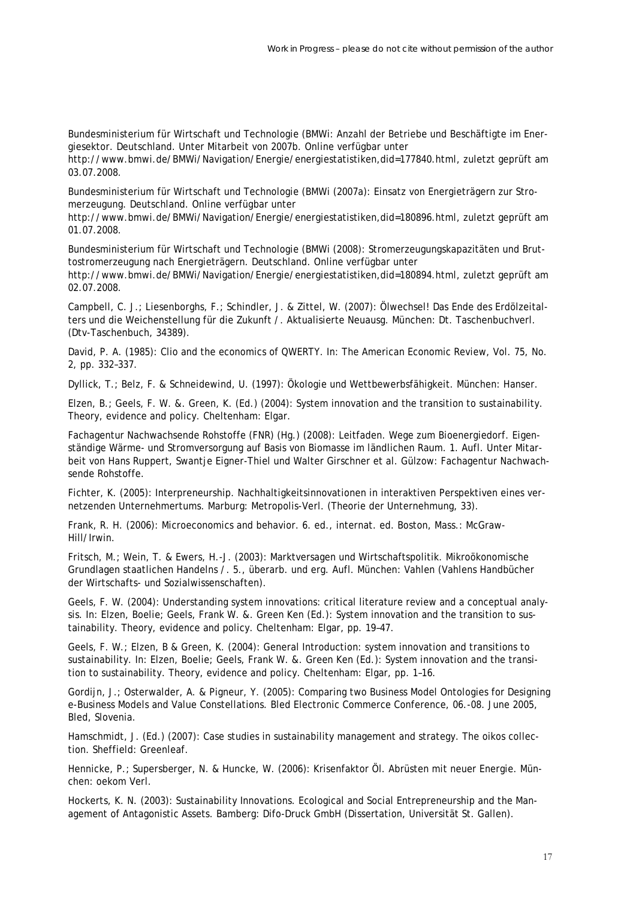Bundesministerium für Wirtschaft und Technologie (BMWi: Anzahl der Betriebe und Beschäftigte im Energiesektor. Deutschland. Unter Mitarbeit von 2007b. Online verfügbar unter http://www.bmwi.de/BMWi/Navigation/Energie/energiestatistiken,did=177840.html, zuletzt geprüft am 03.07.2008.

Bundesministerium für Wirtschaft und Technologie (BMWi (2007a): Einsatz von Energieträgern zur Stromerzeugung. Deutschland. Online verfügbar unter http://www.bmwi.de/BMWi/Navigation/Energie/energiestatistiken,did=180896.html, zuletzt geprüft am 01.07.2008.

Bundesministerium für Wirtschaft und Technologie (BMWi (2008): Stromerzeugungskapazitäten und Bruttostromerzeugung nach Energieträgern. Deutschland. Online verfügbar unter http://www.bmwi.de/BMWi/Navigation/Energie/energiestatistiken,did=180894.html, zuletzt geprüft am 02.07.2008.

Campbell, C. J.; Liesenborghs, F.; Schindler, J. & Zittel, W. (2007): Ölwechsel! Das Ende des Erdölzeitalters und die Weichenstellung für die Zukunft /. Aktualisierte Neuausg. München: Dt. Taschenbuchverl. (Dtv-Taschenbuch, 34389).

David, P. A. (1985): Clio and the economics of QWERTY. In: The American Economic Review, Vol. 75, No. 2, pp. 332–337.

Dyllick, T.; Belz, F. & Schneidewind, U. (1997): Ökologie und Wettbewerbsfähigkeit. München: Hanser.

Elzen, B.; Geels, F. W. &. Green, K. (Ed.) (2004): System innovation and the transition to sustainability. Theory, evidence and policy. Cheltenham: Elgar.

Fachagentur Nachwachsende Rohstoffe (FNR) (Hg.) (2008): Leitfaden. Wege zum Bioenergiedorf. Eigenständige Wärme- und Stromversorgung auf Basis von Biomasse im ländlichen Raum. 1. Aufl. Unter Mitarbeit von Hans Ruppert, Swantje Eigner-Thiel und Walter Girschner et al. Gülzow: Fachagentur Nachwachsende Rohstoffe.

Fichter, K. (2005): Interpreneurship. Nachhaltigkeitsinnovationen in interaktiven Perspektiven eines vernetzenden Unternehmertums. Marburg: Metropolis-Verl. (Theorie der Unternehmung, 33).

Frank, R. H. (2006): Microeconomics and behavior. 6. ed., internat. ed. Boston, Mass.: McGraw-Hill/Irwin.

Fritsch, M.; Wein, T. & Ewers, H.-J. (2003): Marktversagen und Wirtschaftspolitik. Mikroökonomische Grundlagen staatlichen Handelns /. 5., überarb. und erg. Aufl. München: Vahlen (Vahlens Handbücher der Wirtschafts- und Sozialwissenschaften).

Geels, F. W. (2004): Understanding system innovations: critical literature review and a conceptual analysis. In: Elzen, Boelie; Geels, Frank W. &. Green Ken (Ed.): System innovation and the transition to sustainability. Theory, evidence and policy. Cheltenham: Elgar, pp. 19–47.

Geels, F. W.; Elzen, B & Green, K. (2004): General Introduction: system innovation and transitions to sustainability. In: Elzen, Boelie; Geels, Frank W. &. Green Ken (Ed.): System innovation and the transition to sustainability. Theory, evidence and policy. Cheltenham: Elgar, pp. 1–16.

Gordijn, J.; Osterwalder, A. & Pigneur, Y. (2005): Comparing two Business Model Ontologies for Designing e-Business Models and Value Constellations. Bled Electronic Commerce Conference, 06.-08. June 2005, Bled, Slovenia.

Hamschmidt, J. (Ed.) (2007): Case studies in sustainability management and strategy. The oikos collection. Sheffield: Greenleaf.

Hennicke, P.; Supersberger, N. & Huncke, W. (2006): Krisenfaktor Öl. Abrüsten mit neuer Energie. München: oekom Verl.

Hockerts, K. N. (2003): Sustainability Innovations. Ecological and Social Entrepreneurship and the Management of Antagonistic Assets. Bamberg: Difo-Druck GmbH (Dissertation, Universität St. Gallen).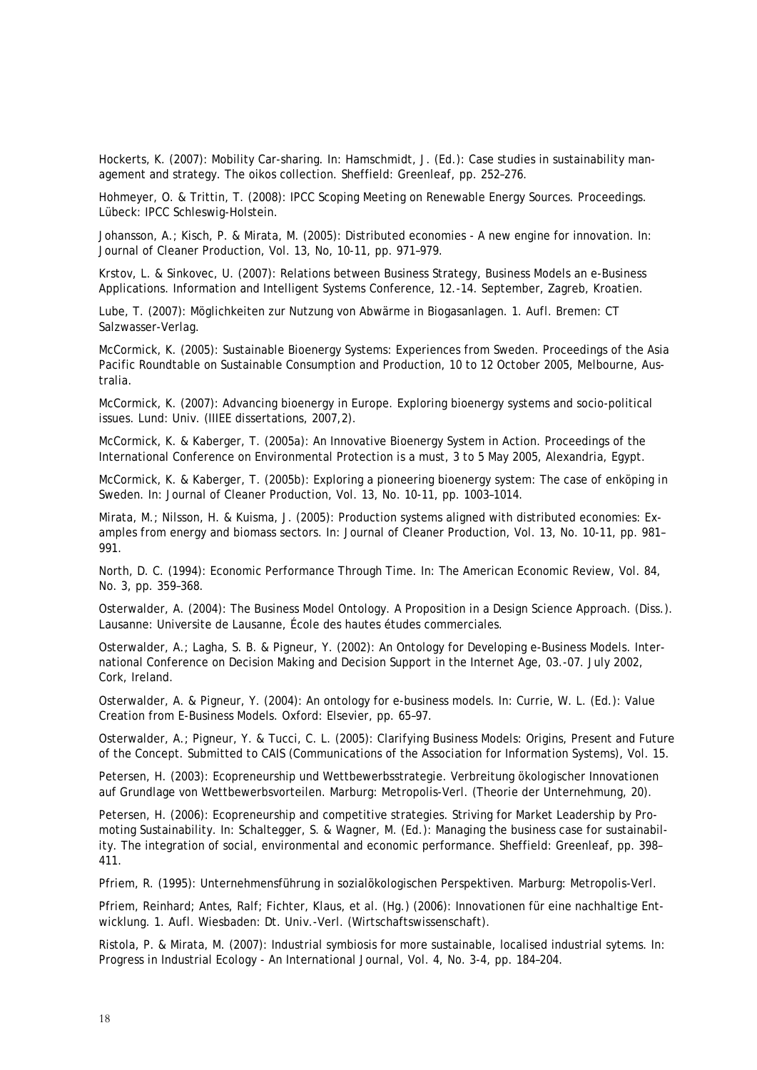Hockerts, K. (2007): Mobility Car-sharing. In: Hamschmidt, J. (Ed.): Case studies in sustainability management and strategy. The oikos collection. Sheffield: Greenleaf, pp. 252–276.

Hohmeyer, O. & Trittin, T. (2008): IPCC Scoping Meeting on Renewable Energy Sources. Proceedings. Lübeck: IPCC Schleswig-Holstein.

Johansson, A.; Kisch, P. & Mirata, M. (2005): Distributed economies - A new engine for innovation. In: Journal of Cleaner Production, Vol. 13, No, 10-11, pp. 971–979.

Krstov, L. & Sinkovec, U. (2007): Relations between Business Strategy, Business Models an e-Business Applications. Information and Intelligent Systems Conference, 12.-14. September, Zagreb, Kroatien.

Lube, T. (2007): Möglichkeiten zur Nutzung von Abwärme in Biogasanlagen. 1. Aufl. Bremen: CT Salzwasser-Verlag.

McCormick, K. (2005): Sustainable Bioenergy Systems: Experiences from Sweden. Proceedings of the Asia Pacific Roundtable on Sustainable Consumption and Production, 10 to 12 October 2005, Melbourne, Australia.

McCormick, K. (2007): Advancing bioenergy in Europe. Exploring bioenergy systems and socio-political issues. Lund: Univ. (IIIEE dissertations, 2007,2).

McCormick, K. & Kaberger, T. (2005a): An Innovative Bioenergy System in Action. Proceedings of the International Conference on Environmental Protection is a must, 3 to 5 May 2005, Alexandria, Egypt.

McCormick, K. & Kaberger, T. (2005b): Exploring a pioneering bioenergy system: The case of enköping in Sweden. In: Journal of Cleaner Production, Vol. 13, No. 10-11, pp. 1003–1014.

Mirata, M.; Nilsson, H. & Kuisma, J. (2005): Production systems aligned with distributed economies: Examples from energy and biomass sectors. In: Journal of Cleaner Production, Vol. 13, No. 10-11, pp. 981–991.

North, D. C. (1994): Economic Performance Through Time. In: The American Economic Review, Vol. 84, No. 3, pp. 359–368.

Osterwalder, A. (2004): The Business Model Ontology. A Proposition in a Design Science Approach. (Diss.). Lausanne: Universite de Lausanne, École des hautes études commerciales.

Osterwalder, A.; Lagha, S. B. & Pigneur, Y. (2002): An Ontology for Developing e-Business Models. International Conference on Decision Making and Decision Support in the Internet Age, 03.-07. July 2002, Cork, Ireland.

Osterwalder, A. & Pigneur, Y. (2004): An ontology for e-business models. In: Currie, W. L. (Ed.): Value Creation from E-Business Models. Oxford: Elsevier, pp. 65–97.

Osterwalder, A.; Pigneur, Y. & Tucci, C. L. (2005): Clarifying Business Models: Origins, Present and Future of the Concept. Submitted to CAIS (Communications of the Association for Information Systems), Vol. 15.

Petersen, H. (2003): Ecopreneurship und Wettbewerbsstrategie. Verbreitung ökologischer Innovationen auf Grundlage von Wettbewerbsvorteilen. Marburg: Metropolis-Verl. (Theorie der Unternehmung, 20).

Petersen, H. (2006): Ecopreneurship and competitive strategies. Striving for Market Leadership by Promoting Sustainability. In: Schaltegger, S. & Wagner, M. (Ed.): Managing the business case for sustainability. The integration of social, environmental and economic performance. Sheffield: Greenleaf, pp. 398–411.

Pfriem, R. (1995): Unternehmensführung in sozialökologischen Perspektiven. Marburg: Metropolis-Verl.

Pfriem, Reinhard; Antes, Ralf; Fichter, Klaus, et al. (Hg.) (2006): Innovationen für eine nachhaltige Entwicklung. 1. Aufl. Wiesbaden: Dt. Univ.-Verl. (Wirtschaftswissenschaft).

Ristola, P. & Mirata, M. (2007): Industrial symbiosis for more sustainable, localised industrial sytems. In: Progress in Industrial Ecology - An International Journal, Vol. 4, No. 3-4, pp. 184–204.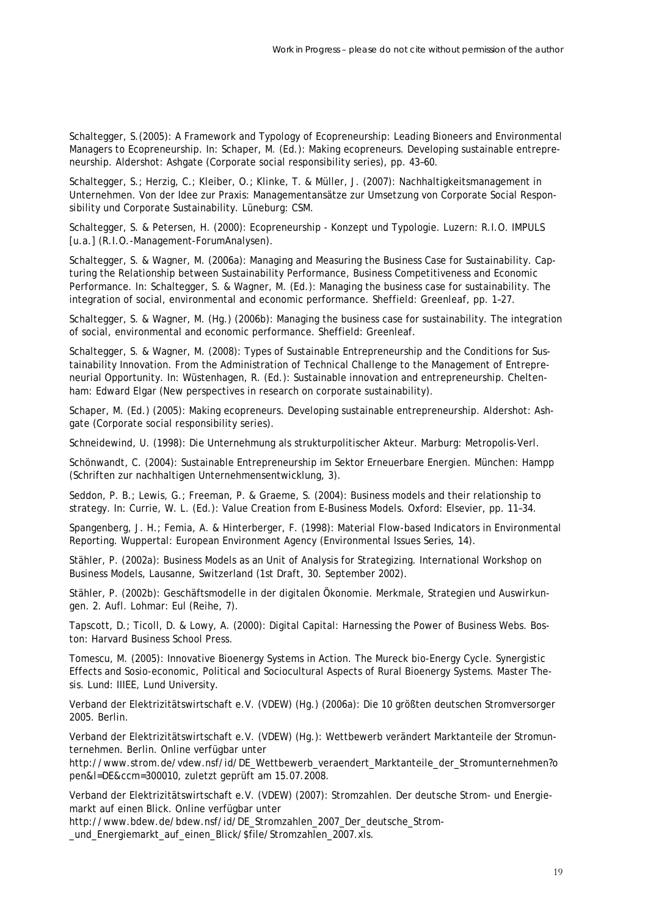Schaltegger, S.(2005): A Framework and Typology of Ecopreneurship: Leading Bioneers and Environmental Managers to Ecopreneurship. In: Schaper, M. (Ed.): Making ecopreneurs. Developing sustainable entrepreneurship. Aldershot: Ashgate (Corporate social responsibility series), pp. 43–60.

Schaltegger, S.; Herzig, C.; Kleiber, O.; Klinke, T. & Müller, J. (2007): Nachhaltigkeitsmanagement in Unternehmen. Von der Idee zur Praxis: Managementansätze zur Umsetzung von Corporate Social Responsibility und Corporate Sustainability. Lüneburg: CSM.

Schaltegger, S. & Petersen, H. (2000): Ecopreneurship - Konzept und Typologie. Luzern: R.I.O. IMPULS [u.a.] (R.I.O.-Management-ForumAnalysen).

Schaltegger, S. & Wagner, M. (2006a): Managing and Measuring the Business Case for Sustainability. Capturing the Relationship between Sustainability Performance, Business Competitiveness and Economic Performance. In: Schaltegger, S. & Wagner, M. (Ed.): Managing the business case for sustainability. The integration of social, environmental and economic performance. Sheffield: Greenleaf, pp. 1–27.

Schaltegger, S. & Wagner, M. (Hg.) (2006b): Managing the business case for sustainability. The integration of social, environmental and economic performance. Sheffield: Greenleaf.

Schaltegger, S. & Wagner, M. (2008): Types of Sustainable Entrepreneurship and the Conditions for Sustainability Innovation. From the Administration of Technical Challenge to the Management of Entrepreneurial Opportunity. In: Wüstenhagen, R. (Ed.): Sustainable innovation and entrepreneurship. Cheltenham: Edward Elgar (New perspectives in research on corporate sustainability).

Schaper, M. (Ed.) (2005): Making ecopreneurs. Developing sustainable entrepreneurship. Aldershot: Ashgate (Corporate social responsibility series).

Schneidewind, U. (1998): Die Unternehmung als strukturpolitischer Akteur. Marburg: Metropolis-Verl.

Schönwandt, C. (2004): Sustainable Entrepreneurship im Sektor Erneuerbare Energien. München: Hampp (Schriften zur nachhaltigen Unternehmensentwicklung, 3).

Seddon, P. B.; Lewis, G.; Freeman, P. & Graeme, S. (2004): Business models and their relationship to strategy. In: Currie, W. L. (Ed.): Value Creation from E-Business Models. Oxford: Elsevier, pp. 11–34.

Spangenberg, J. H.; Femia, A. & Hinterberger, F. (1998): Material Flow-based Indicators in Environmental Reporting. Wuppertal: European Environment Agency (Environmental Issues Series, 14).

Stähler, P. (2002a): Business Models as an Unit of Analysis for Strategizing. International Workshop on Business Models, Lausanne, Switzerland (1st Draft, 30. September 2002).

Stähler, P. (2002b): Geschäftsmodelle in der digitalen Ökonomie. Merkmale, Strategien und Auswirkungen. 2. Aufl. Lohmar: Eul (Reihe, 7).

Tapscott, D.; Ticoll, D. & Lowy, A. (2000): Digital Capital: Harnessing the Power of Business Webs. Boston: Harvard Business School Press.

Tomescu, M. (2005): Innovative Bioenergy Systems in Action. The Mureck bio-Energy Cycle. Synergistic Effects and Sosio-economic, Political and Sociocultural Aspects of Rural Bioenergy Systems. Master Thesis. Lund: IIIEE, Lund University.

Verband der Elektrizitätswirtschaft e.V. (VDEW) (Hg.) (2006a): Die 10 größten deutschen Stromversorger 2005. Berlin.

Verband der Elektrizitätswirtschaft e.V. (VDEW) (Hg.): Wettbewerb verändert Marktanteile der Stromunternehmen. Berlin. Online verfügbar unter http://www.strom.de/vdew.nsf/id/DE_Wettbewerb_veraendert_Marktanteile_der_Stromunternehmen?open&l=DE&ccm=300010, zuletzt geprüft am 15.07.2008.

Verband der Elektrizitätswirtschaft e.V. (VDEW) (2007): Stromzahlen. Der deutsche Strom- und Energiemarkt auf einen Blick. Online verfügbar unter http://www.bdew.de/bdew.nsf/id/DE_Stromzahlen_2007_Der_deutsche_Strom-_und_Energiemarkt_auf_einen_Blick/$file/Stromzahlen_2007.xls.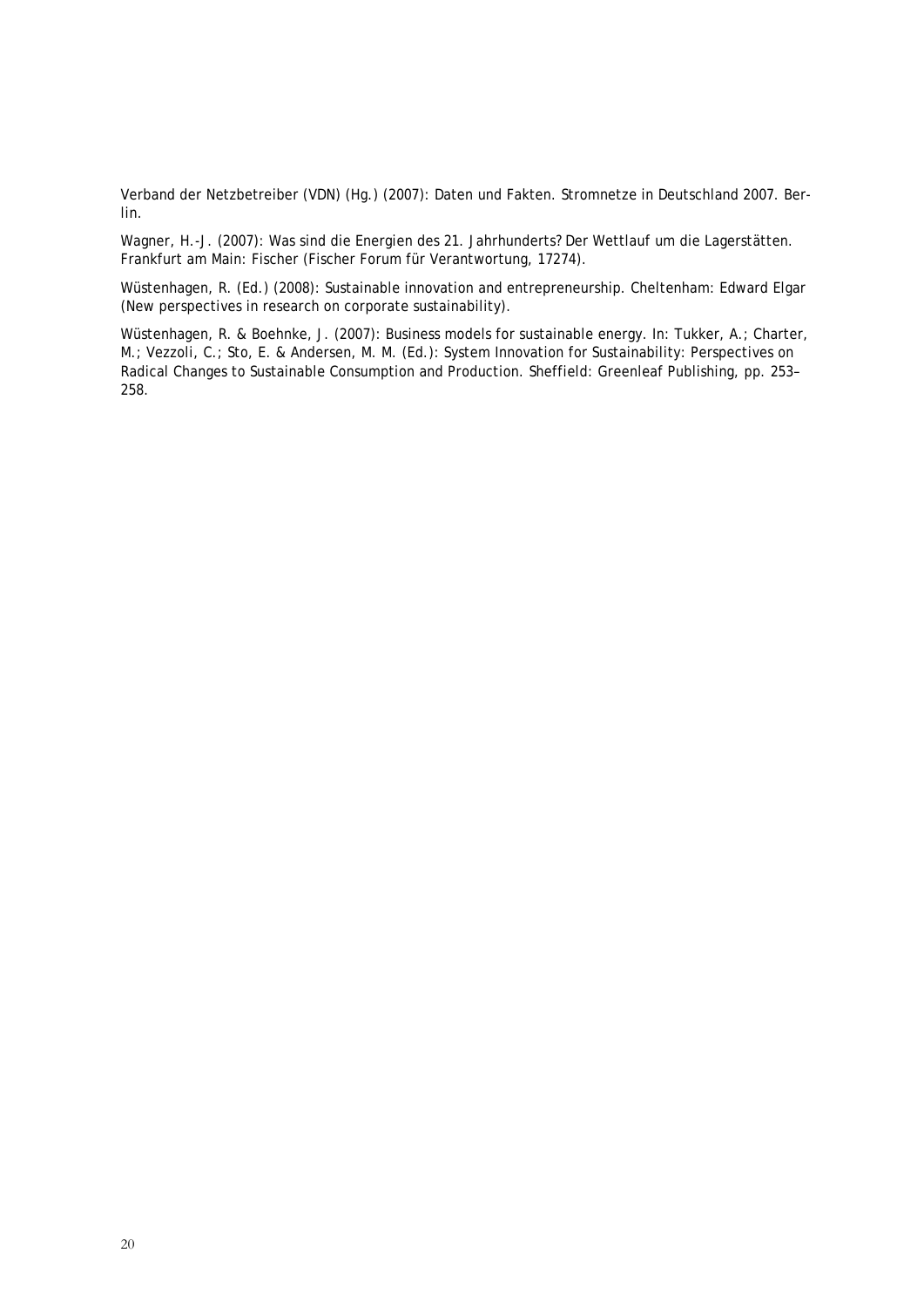Verband der Netzbetreiber (VDN) (Hg.) (2007): Daten und Fakten. Stromnetze in Deutschland 2007. Berlin.

Wagner, H.-J. (2007): Was sind die Energien des 21. Jahrhunderts? Der Wettlauf um die Lagerstätten. Frankfurt am Main: Fischer (Fischer Forum für Verantwortung, 17274).

Wüstenhagen, R. (Ed.) (2008): Sustainable innovation and entrepreneurship. Cheltenham: Edward Elgar (New perspectives in research on corporate sustainability).

Wüstenhagen, R. & Boehnke, J. (2007): Business models for sustainable energy. In: Tukker, A.; Charter, M.; Vezzoli, C.; Sto, E. & Andersen, M. M. (Ed.): System Innovation for Sustainability: Perspectives on Radical Changes to Sustainable Consumption and Production. Sheffield: Greenleaf Publishing, pp. 253–258.